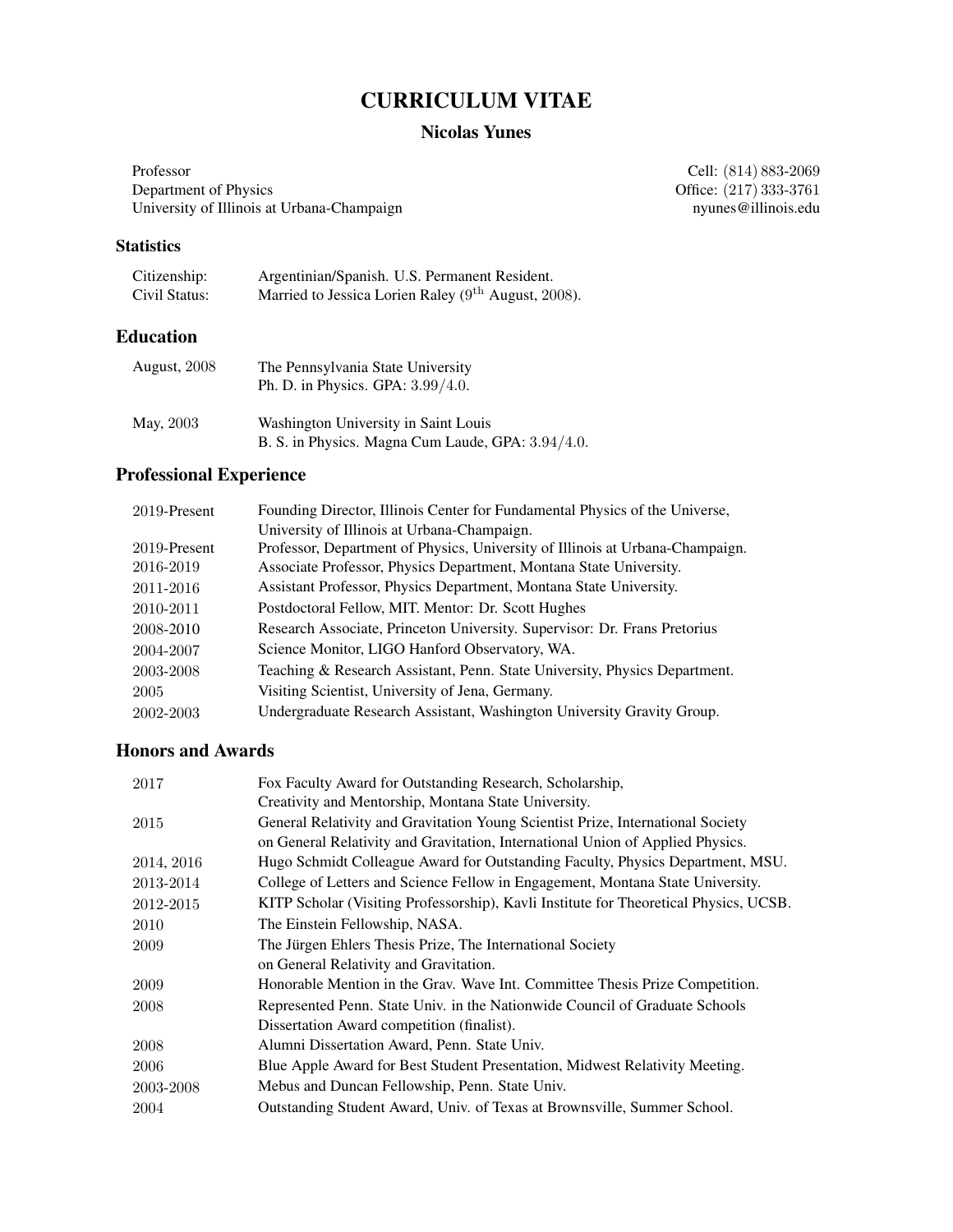# CURRICULUM VITAE

## Nicolas Yunes

Professor
Department of Physics
University of Illinois at Urbana-Champaign

Cell: (814) 883-2069
Office: (217) 333-3761
nyunes@illinois.edu

### Statistics

| | |
|---|---|
| Citizenship: | Argentinian/Spanish. U.S. Permanent Resident. |
| Civil Status: | Married to Jessica Lorien Raley (9th August, 2008). |

## Education

| | |
|---|---|
| August, 2008 | The Pennsylvania State University<br>Ph. D. in Physics. GPA: 3.99/4.0. |
| May, 2003 | Washington University in Saint Louis<br>B. S. in Physics. Magna Cum Laude, GPA: 3.94/4.0. |

## Professional Experience

| | |
|---|---|
| 2019-Present | Founding Director, Illinois Center for Fundamental Physics of the Universe, University of Illinois at Urbana-Champaign. |
| 2019-Present | Professor, Department of Physics, University of Illinois at Urbana-Champaign. |
| 2016-2019 | Associate Professor, Physics Department, Montana State University. |
| 2011-2016 | Assistant Professor, Physics Department, Montana State University. |
| 2010-2011 | Postdoctoral Fellow, MIT. Mentor: Dr. Scott Hughes |
| 2008-2010 | Research Associate, Princeton University. Supervisor: Dr. Frans Pretorius |
| 2004-2007 | Science Monitor, LIGO Hanford Observatory, WA. |
| 2003-2008 | Teaching & Research Assistant, Penn. State University, Physics Department. |
| 2005 | Visiting Scientist, University of Jena, Germany. |
| 2002-2003 | Undergraduate Research Assistant, Washington University Gravity Group. |

## Honors and Awards

| | |
|---|---|
| 2017 | Fox Faculty Award for Outstanding Research, Scholarship, Creativity and Mentorship, Montana State University. |
| 2015 | General Relativity and Gravitation Young Scientist Prize, International Society on General Relativity and Gravitation, International Union of Applied Physics. |
| 2014, 2016 | Hugo Schmidt Colleague Award for Outstanding Faculty, Physics Department, MSU. |
| 2013-2014 | College of Letters and Science Fellow in Engagement, Montana State University. |
| 2012-2015 | KITP Scholar (Visiting Professorship), Kavli Institute for Theoretical Physics, UCSB. |
| 2010 | The Einstein Fellowship, NASA. |
| 2009 | The Jürgen Ehlers Thesis Prize, The International Society on General Relativity and Gravitation. |
| 2009 | Honorable Mention in the Grav. Wave Int. Committee Thesis Prize Competition. |
| 2008 | Represented Penn. State Univ. in the Nationwide Council of Graduate Schools Dissertation Award competition (finalist). |
| 2008 | Alumni Dissertation Award, Penn. State Univ. |
| 2006 | Blue Apple Award for Best Student Presentation, Midwest Relativity Meeting. |
| 2003-2008 | Mebus and Duncan Fellowship, Penn. State Univ. |
| 2004 | Outstanding Student Award, Univ. of Texas at Brownsville, Summer School. |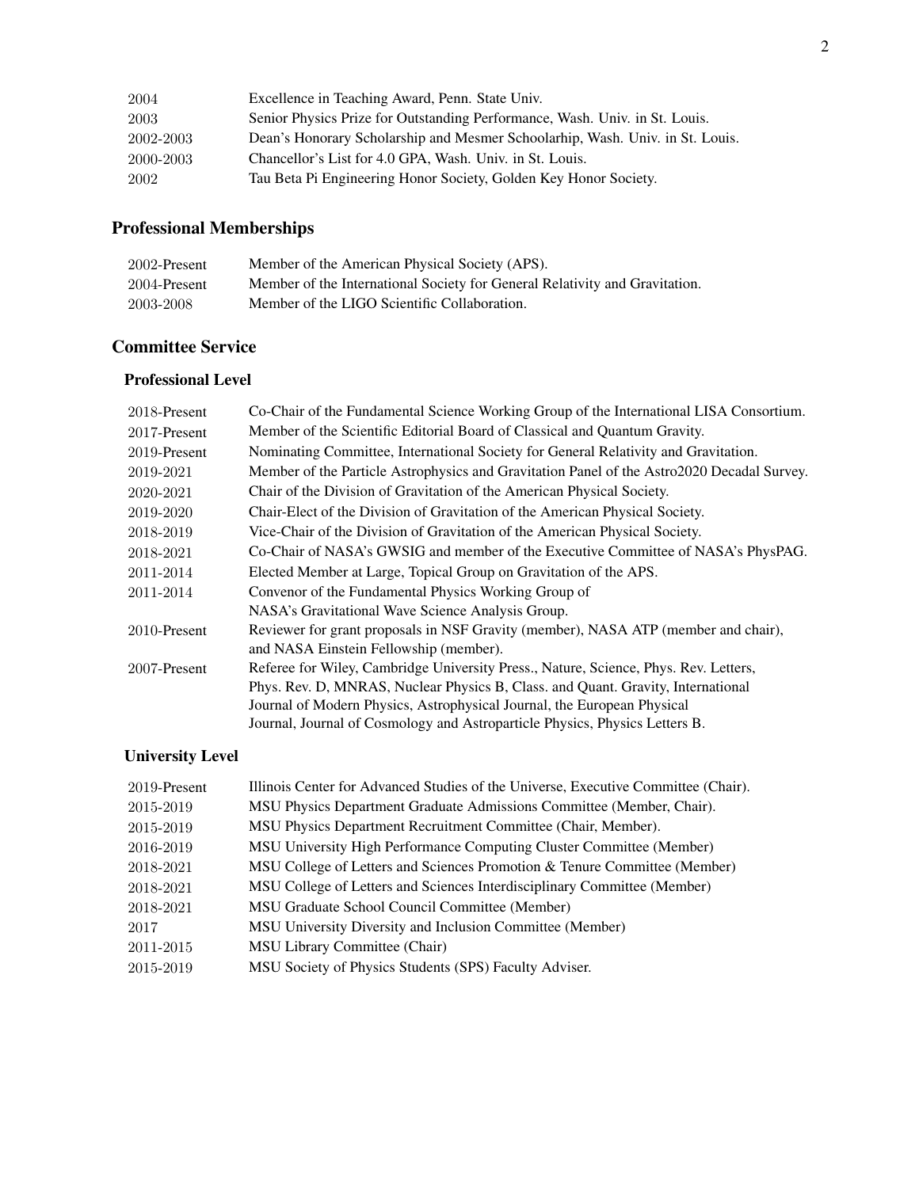| | |
|---|---|
| 2004 | Excellence in Teaching Award, Penn. State Univ. |
| 2003 | Senior Physics Prize for Outstanding Performance, Wash. Univ. in St. Louis. |
| 2002-2003 | Dean's Honorary Scholarship and Mesmer Schoolarhip, Wash. Univ. in St. Louis. |
| 2000-2003 | Chancellor's List for 4.0 GPA, Wash. Univ. in St. Louis. |
| 2002 | Tau Beta Pi Engineering Honor Society, Golden Key Honor Society. |

## Professional Memberships

| | |
|---|---|
| 2002-Present | Member of the American Physical Society (APS). |
| 2004-Present | Member of the International Society for General Relativity and Gravitation. |
| 2003-2008 | Member of the LIGO Scientific Collaboration. |

## Committee Service

### Professional Level

| | |
|---|---|
| 2018-Present | Co-Chair of the Fundamental Science Working Group of the International LISA Consortium. |
| 2017-Present | Member of the Scientific Editorial Board of Classical and Quantum Gravity. |
| 2019-Present | Nominating Committee, International Society for General Relativity and Gravitation. |
| 2019-2021 | Member of the Particle Astrophysics and Gravitation Panel of the Astro2020 Decadal Survey. |
| 2020-2021 | Chair of the Division of Gravitation of the American Physical Society. |
| 2019-2020 | Chair-Elect of the Division of Gravitation of the American Physical Society. |
| 2018-2019 | Vice-Chair of the Division of Gravitation of the American Physical Society. |
| 2018-2021 | Co-Chair of NASA's GWSIG and member of the Executive Committee of NASA's PhysPAG. |
| 2011-2014 | Elected Member at Large, Topical Group on Gravitation of the APS. |
| 2011-2014 | Convenor of the Fundamental Physics Working Group of NASA's Gravitational Wave Science Analysis Group. |
| 2010-Present | Reviewer for grant proposals in NSF Gravity (member), NASA ATP (member and chair), and NASA Einstein Fellowship (member). |
| 2007-Present | Referee for Wiley, Cambridge University Press., Nature, Science, Phys. Rev. Letters, Phys. Rev. D, MNRAS, Nuclear Physics B, Class. and Quant. Gravity, International Journal of Modern Physics, Astrophysical Journal, the European Physical Journal, Journal of Cosmology and Astroparticle Physics, Physics Letters B. |

### University Level

| | |
|---|---|
| 2019-Present | Illinois Center for Advanced Studies of the Universe, Executive Committee (Chair). |
| 2015-2019 | MSU Physics Department Graduate Admissions Committee (Member, Chair). |
| 2015-2019 | MSU Physics Department Recruitment Committee (Chair, Member). |
| 2016-2019 | MSU University High Performance Computing Cluster Committee (Member) |
| 2018-2021 | MSU College of Letters and Sciences Promotion & Tenure Committee (Member) |
| 2018-2021 | MSU College of Letters and Sciences Interdisciplinary Committee (Member) |
| 2018-2021 | MSU Graduate School Council Committee (Member) |
| 2017 | MSU University Diversity and Inclusion Committee (Member) |
| 2011-2015 | MSU Library Committee (Chair) |
| 2015-2019 | MSU Society of Physics Students (SPS) Faculty Adviser. |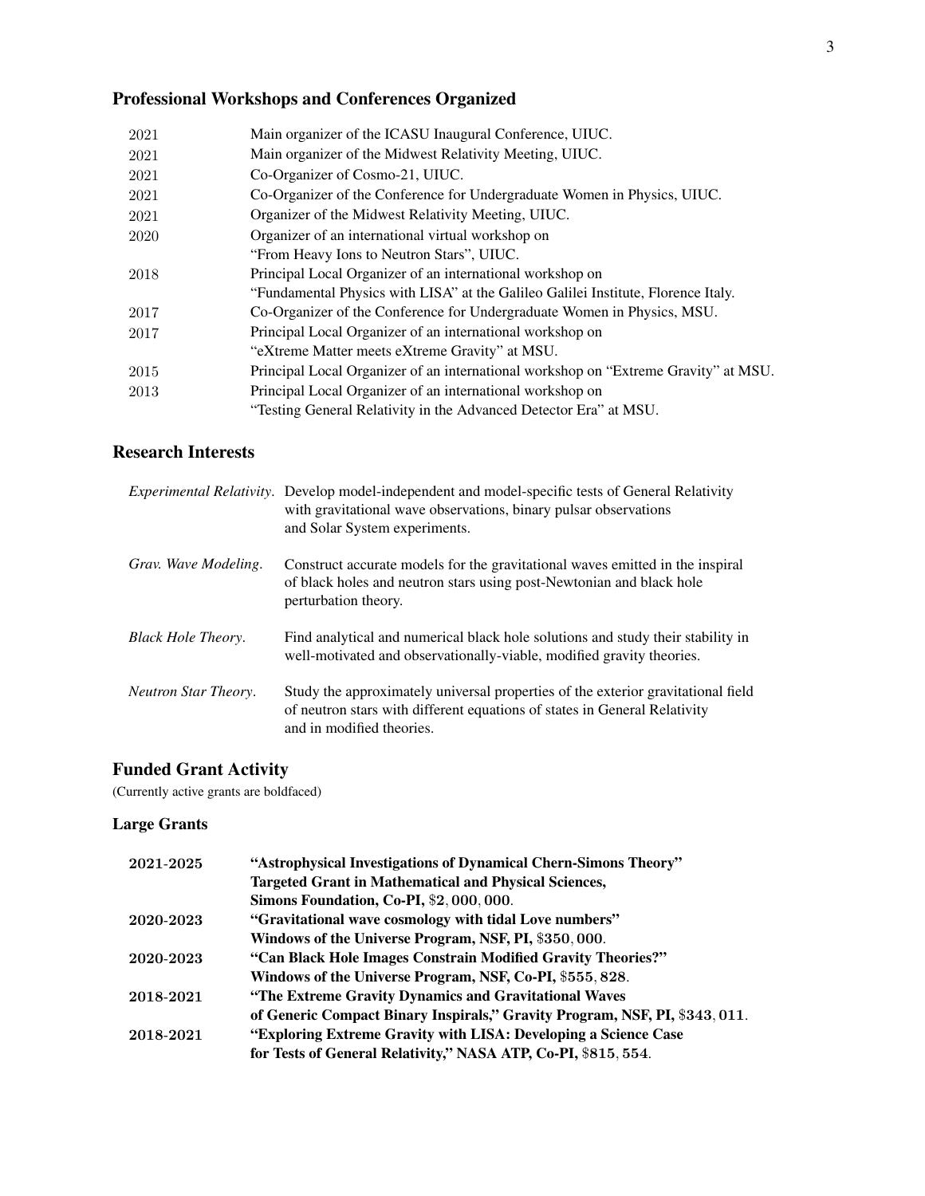## Professional Workshops and Conferences Organized

| | |
|---|---|
| 2021 | Main organizer of the ICASU Inaugural Conference, UIUC. |
| 2021 | Main organizer of the Midwest Relativity Meeting, UIUC. |
| 2021 | Co-Organizer of Cosmo-21, UIUC. |
| 2021 | Co-Organizer of the Conference for Undergraduate Women in Physics, UIUC. |
| 2021 | Organizer of the Midwest Relativity Meeting, UIUC. |
| 2020 | Organizer of an international virtual workshop on "From Heavy Ions to Neutron Stars", UIUC. |
| 2018 | Principal Local Organizer of an international workshop on "Fundamental Physics with LISA" at the Galileo Galilei Institute, Florence Italy. |
| 2017 | Co-Organizer of the Conference for Undergraduate Women in Physics, MSU. |
| 2017 | Principal Local Organizer of an international workshop on "eXtreme Matter meets eXtreme Gravity" at MSU. |
| 2015 | Principal Local Organizer of an international workshop on "Extreme Gravity" at MSU. |
| 2013 | Principal Local Organizer of an international workshop on "Testing General Relativity in the Advanced Detector Era" at MSU. |

## Research Interests

| | |
|---|---|
| *Experimental Relativity*. | Develop model-independent and model-specific tests of General Relativity with gravitational wave observations, binary pulsar observations and Solar System experiments. |
| *Grav. Wave Modeling*. | Construct accurate models for the gravitational waves emitted in the inspiral of black holes and neutron stars using post-Newtonian and black hole perturbation theory. |
| *Black Hole Theory*. | Find analytical and numerical black hole solutions and study their stability in well-motivated and observationally-viable, modified gravity theories. |
| *Neutron Star Theory*. | Study the approximately universal properties of the exterior gravitational field of neutron stars with different equations of states in General Relativity and in modified theories. |

## Funded Grant Activity

(Currently active grants are boldfaced)

### Large Grants

| | |
|---|---|
| **2021-2025** | **"Astrophysical Investigations of Dynamical Chern-Simons Theory" Targeted Grant in Mathematical and Physical Sciences, Simons Foundation, Co-PI, $2,000,000.** |
| **2020-2023** | **"Gravitational wave cosmology with tidal Love numbers" Windows of the Universe Program, NSF, PI, $350,000.** |
| **2020-2023** | **"Can Black Hole Images Constrain Modified Gravity Theories?" Windows of the Universe Program, NSF, Co-PI, $555,828.** |
| **2018-2021** | **"The Extreme Gravity Dynamics and Gravitational Waves of Generic Compact Binary Inspirals," Gravity Program, NSF, PI, $343,011.** |
| **2018-2021** | **"Exploring Extreme Gravity with LISA: Developing a Science Case for Tests of General Relativity," NASA ATP, Co-PI, $815,554.** |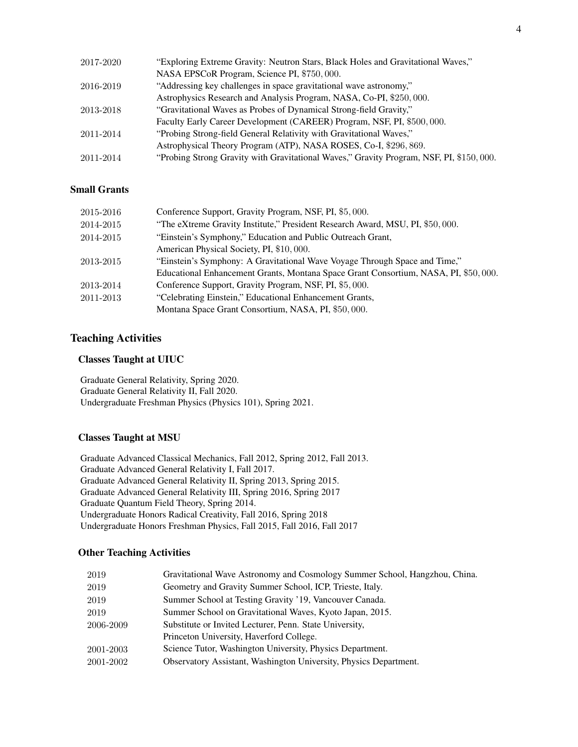| | |
|---|---|
| 2017-2020 | "Exploring Extreme Gravity: Neutron Stars, Black Holes and Gravitational Waves," NASA EPSCoR Program, Science PI, $750,000. |
| 2016-2019 | "Addressing key challenges in space gravitational wave astronomy," Astrophysics Research and Analysis Program, NASA, Co-PI, $250,000. |
| 2013-2018 | "Gravitational Waves as Probes of Dynamical Strong-field Gravity," Faculty Early Career Development (CAREER) Program, NSF, PI, $500,000. |
| 2011-2014 | "Probing Strong-field General Relativity with Gravitational Waves," Astrophysical Theory Program (ATP), NASA ROSES, Co-I, $296,869. |
| 2011-2014 | "Probing Strong Gravity with Gravitational Waves," Gravity Program, NSF, PI, $150,000. |

### Small Grants

| | |
|---|---|
| 2015-2016 | Conference Support, Gravity Program, NSF, PI, $5,000. |
| 2014-2015 | "The eXtreme Gravity Institute," President Research Award, MSU, PI, $50,000. |
| 2014-2015 | "Einstein's Symphony," Education and Public Outreach Grant, American Physical Society, PI, $10,000. |
| 2013-2015 | "Einstein's Symphony: A Gravitational Wave Voyage Through Space and Time," Educational Enhancement Grants, Montana Space Grant Consortium, NASA, PI, $50,000. |
| 2013-2014 | Conference Support, Gravity Program, NSF, PI, $5,000. |
| 2011-2013 | "Celebrating Einstein," Educational Enhancement Grants, Montana Space Grant Consortium, NASA, PI, $50,000. |

## Teaching Activities

### Classes Taught at UIUC

Graduate General Relativity, Spring 2020.
Graduate General Relativity II, Fall 2020.
Undergraduate Freshman Physics (Physics 101), Spring 2021.

### Classes Taught at MSU

Graduate Advanced Classical Mechanics, Fall 2012, Spring 2012, Fall 2013.
Graduate Advanced General Relativity I, Fall 2017.
Graduate Advanced General Relativity II, Spring 2013, Spring 2015.
Graduate Advanced General Relativity III, Spring 2016, Spring 2017
Graduate Quantum Field Theory, Spring 2014.
Undergraduate Honors Radical Creativity, Fall 2016, Spring 2018
Undergraduate Honors Freshman Physics, Fall 2015, Fall 2016, Fall 2017

### Other Teaching Activities

| | |
|---|---|
| 2019 | Gravitational Wave Astronomy and Cosmology Summer School, Hangzhou, China. |
| 2019 | Geometry and Gravity Summer School, ICP, Trieste, Italy. |
| 2019 | Summer School at Testing Gravity '19, Vancouver Canada. |
| 2019 | Summer School on Gravitational Waves, Kyoto Japan, 2015. |
| 2006-2009 | Substitute or Invited Lecturer, Penn. State University, Princeton University, Haverford College. |
| 2001-2003 | Science Tutor, Washington University, Physics Department. |
| 2001-2002 | Observatory Assistant, Washington University, Physics Department. |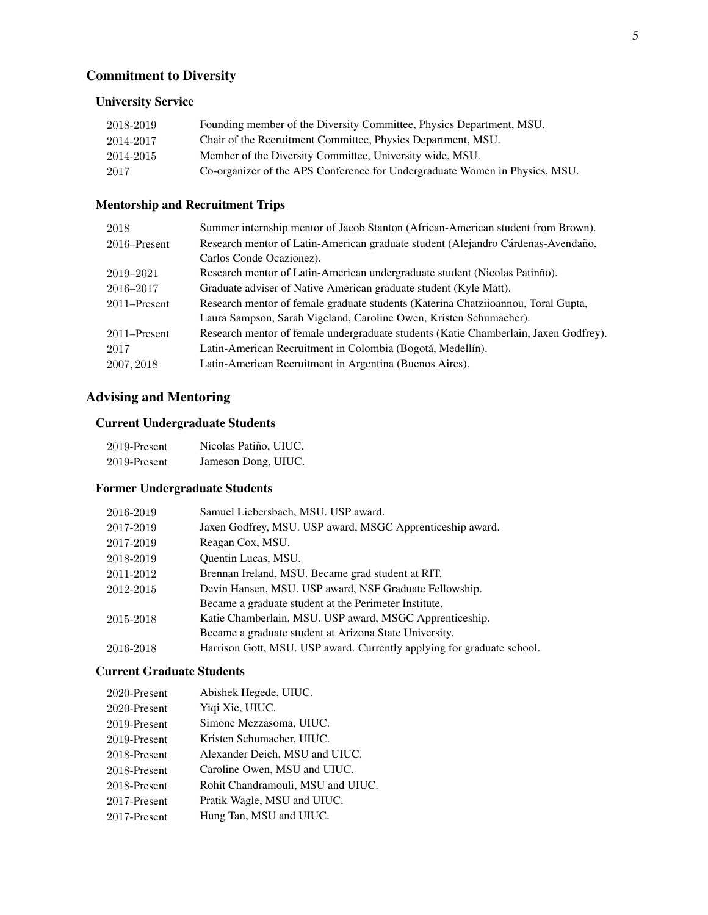## Commitment to Diversity

### University Service

| | |
|---|---|
| 2018-2019 | Founding member of the Diversity Committee, Physics Department, MSU. |
| 2014-2017 | Chair of the Recruitment Committee, Physics Department, MSU. |
| 2014-2015 | Member of the Diversity Committee, University wide, MSU. |
| 2017 | Co-organizer of the APS Conference for Undergraduate Women in Physics, MSU. |

### Mentorship and Recruitment Trips

| | |
|---|---|
| 2018 | Summer internship mentor of Jacob Stanton (African-American student from Brown). |
| 2016–Present | Research mentor of Latin-American graduate student (Alejandro Cárdenas-Avendaño, Carlos Conde Ocazionez). |
| 2019–2021 | Research mentor of Latin-American undergraduate student (Nicolas Patinño). |
| 2016–2017 | Graduate adviser of Native American graduate student (Kyle Matt). |
| 2011–Present | Research mentor of female graduate students (Katerina Chatziioannou, Toral Gupta, Laura Sampson, Sarah Vigeland, Caroline Owen, Kristen Schumacher). |
| 2011–Present | Research mentor of female undergraduate students (Katie Chamberlain, Jaxen Godfrey). |
| 2017 | Latin-American Recruitment in Colombia (Bogotá, Medellín). |
| 2007, 2018 | Latin-American Recruitment in Argentina (Buenos Aires). |

## Advising and Mentoring

### Current Undergraduate Students

| | |
|---|---|
| 2019-Present | Nicolas Patiño, UIUC. |
| 2019-Present | Jameson Dong, UIUC. |

### Former Undergraduate Students

| | |
|---|---|
| 2016-2019 | Samuel Liebersbach, MSU. USP award. |
| 2017-2019 | Jaxen Godfrey, MSU. USP award, MSGC Apprenticeship award. |
| 2017-2019 | Reagan Cox, MSU. |
| 2018-2019 | Quentin Lucas, MSU. |
| 2011-2012 | Brennan Ireland, MSU. Became grad student at RIT. |
| 2012-2015 | Devin Hansen, MSU. USP award, NSF Graduate Fellowship. Became a graduate student at the Perimeter Institute. |
| 2015-2018 | Katie Chamberlain, MSU. USP award, MSGC Apprenticeship. Became a graduate student at Arizona State University. |
| 2016-2018 | Harrison Gott, MSU. USP award. Currently applying for graduate school. |

### Current Graduate Students

| | |
|---|---|
| 2020-Present | Abishek Hegede, UIUC. |
| 2020-Present | Yiqi Xie, UIUC. |
| 2019-Present | Simone Mezzasoma, UIUC. |
| 2019-Present | Kristen Schumacher, UIUC. |
| 2018-Present | Alexander Deich, MSU and UIUC. |
| 2018-Present | Caroline Owen, MSU and UIUC. |
| 2018-Present | Rohit Chandramouli, MSU and UIUC. |
| 2017-Present | Pratik Wagle, MSU and UIUC. |
| 2017-Present | Hung Tan, MSU and UIUC. |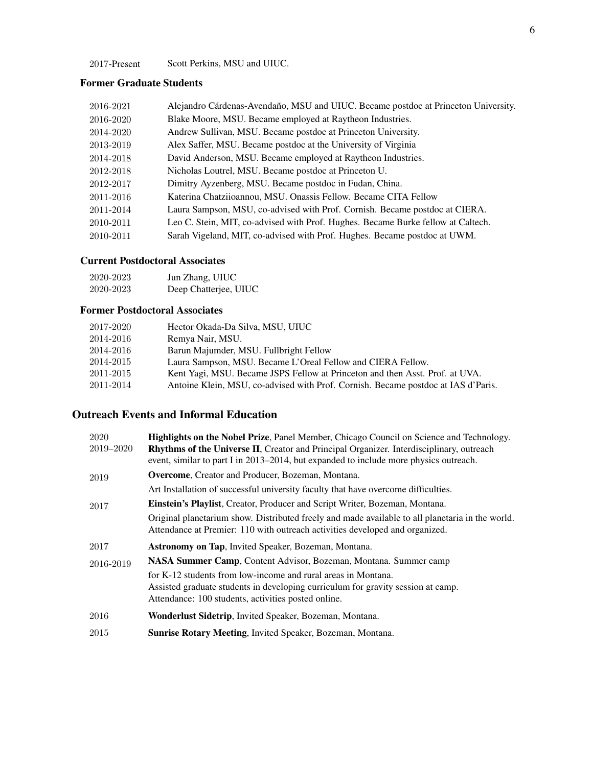2017-Present Scott Perkins, MSU and UIUC.

### Former Graduate Students

2016-2021 Alejandro Cárdenas-Avendaño, MSU and UIUC. Became postdoc at Princeton University.
2016-2020 Blake Moore, MSU. Became employed at Raytheon Industries.
2014-2020 Andrew Sullivan, MSU. Became postdoc at Princeton University.
2013-2019 Alex Saffer, MSU. Became postdoc at the University of Virginia
2014-2018 David Anderson, MSU. Became employed at Raytheon Industries.
2012-2018 Nicholas Loutrel, MSU. Became postdoc at Princeton U.
2012-2017 Dimitry Ayzenberg, MSU. Became postdoc in Fudan, China.
2011-2016 Katerina Chatziioannou, MSU. Onassis Fellow. Became CITA Fellow
2011-2014 Laura Sampson, MSU, co-advised with Prof. Cornish. Became postdoc at CIERA.
2010-2011 Leo C. Stein, MIT, co-advised with Prof. Hughes. Became Burke fellow at Caltech.
2010-2011 Sarah Vigeland, MIT, co-advised with Prof. Hughes. Became postdoc at UWM.

### Current Postdoctoral Associates

2020-2023 Jun Zhang, UIUC
2020-2023 Deep Chatterjee, UIUC

### Former Postdoctoral Associates

2017-2020 Hector Okada-Da Silva, MSU, UIUC
2014-2016 Remya Nair, MSU.
2014-2016 Barun Majumder, MSU. Fullbright Fellow
2014-2015 Laura Sampson, MSU. Became L'Oreal Fellow and CIERA Fellow.
2011-2015 Kent Yagi, MSU. Became JSPS Fellow at Princeton and then Asst. Prof. at UVA.
2011-2014 Antoine Klein, MSU, co-advised with Prof. Cornish. Became postdoc at IAS d'Paris.

## Outreach Events and Informal Education

2020 **Highlights on the Nobel Prize**, Panel Member, Chicago Council on Science and Technology.

2019–2020 **Rhythms of the Universe II**, Creator and Principal Organizer. Interdisciplinary, outreach event, similar to part I in 2013–2014, but expanded to include more physics outreach.

2019 **Overcome**, Creator and Producer, Bozeman, Montana.
Art Installation of successful university faculty that have overcome difficulties.

2017 **Einstein's Playlist**, Creator, Producer and Script Writer, Bozeman, Montana.
Original planetarium show. Distributed freely and made available to all planetaria in the world. Attendance at Premier: 110 with outreach activities developed and organized.

2017 **Astronomy on Tap**, Invited Speaker, Bozeman, Montana.

2016-2019 **NASA Summer Camp**, Content Advisor, Bozeman, Montana. Summer camp
for K-12 students from low-income and rural areas in Montana.
Assisted graduate students in developing curriculum for gravity session at camp.
Attendance: 100 students, activities posted online.

2016 **Wonderlust Sidetrip**, Invited Speaker, Bozeman, Montana.

2015 **Sunrise Rotary Meeting**, Invited Speaker, Bozeman, Montana.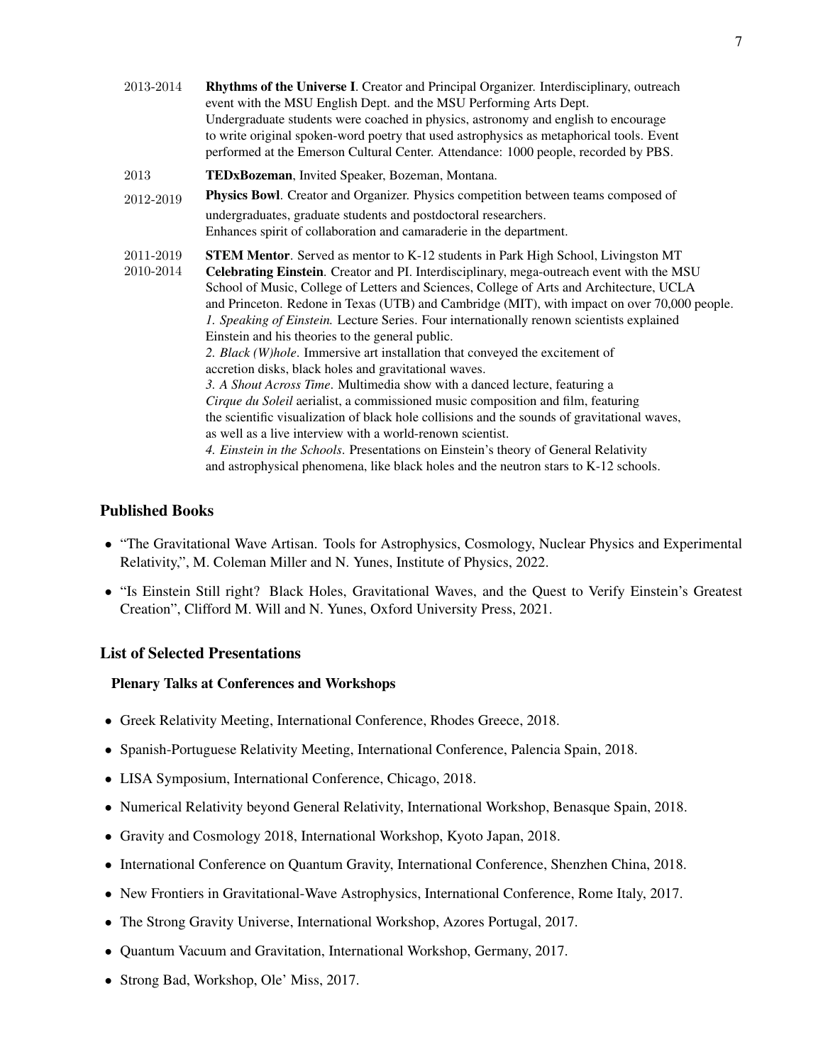2013-2014 **Rhythms of the Universe I**. Creator and Principal Organizer. Interdisciplinary, outreach event with the MSU English Dept. and the MSU Performing Arts Dept. Undergraduate students were coached in physics, astronomy and english to encourage to write original spoken-word poetry that used astrophysics as metaphorical tools. Event performed at the Emerson Cultural Center. Attendance: 1000 people, recorded by PBS.

2013 **TEDxBozeman**, Invited Speaker, Bozeman, Montana.

2012-2019 **Physics Bowl**. Creator and Organizer. Physics competition between teams composed of undergraduates, graduate students and postdoctoral researchers. Enhances spirit of collaboration and camaraderie in the department.

2011-2019 **STEM Mentor**. Served as mentor to K-12 students in Park High School, Livingston MT

2010-2014 **Celebrating Einstein**. Creator and PI. Interdisciplinary, mega-outreach event with the MSU School of Music, College of Letters and Sciences, College of Arts and Architecture, UCLA and Princeton. Redone in Texas (UTB) and Cambridge (MIT), with impact on over 70,000 people.
*1. Speaking of Einstein.* Lecture Series. Four internationally renown scientists explained Einstein and his theories to the general public.
*2. Black (W)hole*. Immersive art installation that conveyed the excitement of accretion disks, black holes and gravitational waves.
*3. A Shout Across Time*. Multimedia show with a danced lecture, featuring a *Cirque du Soleil* aerialist, a commissioned music composition and film, featuring the scientific visualization of black hole collisions and the sounds of gravitational waves, as well as a live interview with a world-renown scientist.
*4. Einstein in the Schools*. Presentations on Einstein's theory of General Relativity and astrophysical phenomena, like black holes and the neutron stars to K-12 schools.

## Published Books

- "The Gravitational Wave Artisan. Tools for Astrophysics, Cosmology, Nuclear Physics and Experimental Relativity,", M. Coleman Miller and N. Yunes, Institute of Physics, 2022.
- "Is Einstein Still right? Black Holes, Gravitational Waves, and the Quest to Verify Einstein's Greatest Creation", Clifford M. Will and N. Yunes, Oxford University Press, 2021.

## List of Selected Presentations

### Plenary Talks at Conferences and Workshops

- Greek Relativity Meeting, International Conference, Rhodes Greece, 2018.
- Spanish-Portuguese Relativity Meeting, International Conference, Palencia Spain, 2018.
- LISA Symposium, International Conference, Chicago, 2018.
- Numerical Relativity beyond General Relativity, International Workshop, Benasque Spain, 2018.
- Gravity and Cosmology 2018, International Workshop, Kyoto Japan, 2018.
- International Conference on Quantum Gravity, International Conference, Shenzhen China, 2018.
- New Frontiers in Gravitational-Wave Astrophysics, International Conference, Rome Italy, 2017.
- The Strong Gravity Universe, International Workshop, Azores Portugal, 2017.
- Quantum Vacuum and Gravitation, International Workshop, Germany, 2017.
- Strong Bad, Workshop, Ole' Miss, 2017.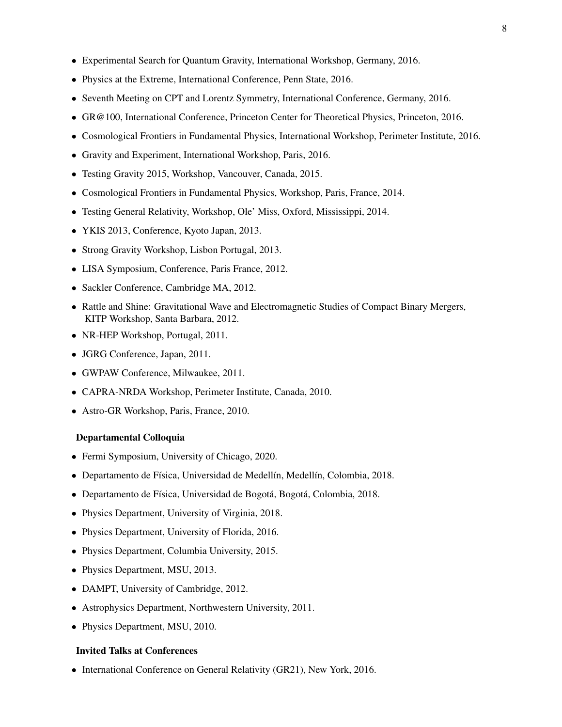- Experimental Search for Quantum Gravity, International Workshop, Germany, 2016.
- Physics at the Extreme, International Conference, Penn State, 2016.
- Seventh Meeting on CPT and Lorentz Symmetry, International Conference, Germany, 2016.
- GR@100, International Conference, Princeton Center for Theoretical Physics, Princeton, 2016.
- Cosmological Frontiers in Fundamental Physics, International Workshop, Perimeter Institute, 2016.
- Gravity and Experiment, International Workshop, Paris, 2016.
- Testing Gravity 2015, Workshop, Vancouver, Canada, 2015.
- Cosmological Frontiers in Fundamental Physics, Workshop, Paris, France, 2014.
- Testing General Relativity, Workshop, Ole' Miss, Oxford, Mississippi, 2014.
- YKIS 2013, Conference, Kyoto Japan, 2013.
- Strong Gravity Workshop, Lisbon Portugal, 2013.
- LISA Symposium, Conference, Paris France, 2012.
- Sackler Conference, Cambridge MA, 2012.
- Rattle and Shine: Gravitational Wave and Electromagnetic Studies of Compact Binary Mergers, KITP Workshop, Santa Barbara, 2012.
- NR-HEP Workshop, Portugal, 2011.
- JGRG Conference, Japan, 2011.
- GWPAW Conference, Milwaukee, 2011.
- CAPRA-NRDA Workshop, Perimeter Institute, Canada, 2010.
- Astro-GR Workshop, Paris, France, 2010.

### Departamental Colloquia

- Fermi Symposium, University of Chicago, 2020.
- Departamento de Física, Universidad de Medellín, Medellín, Colombia, 2018.
- Departamento de Física, Universidad de Bogotá, Bogotá, Colombia, 2018.
- Physics Department, University of Virginia, 2018.
- Physics Department, University of Florida, 2016.
- Physics Department, Columbia University, 2015.
- Physics Department, MSU, 2013.
- DAMPT, University of Cambridge, 2012.
- Astrophysics Department, Northwestern University, 2011.
- Physics Department, MSU, 2010.

### Invited Talks at Conferences

- International Conference on General Relativity (GR21), New York, 2016.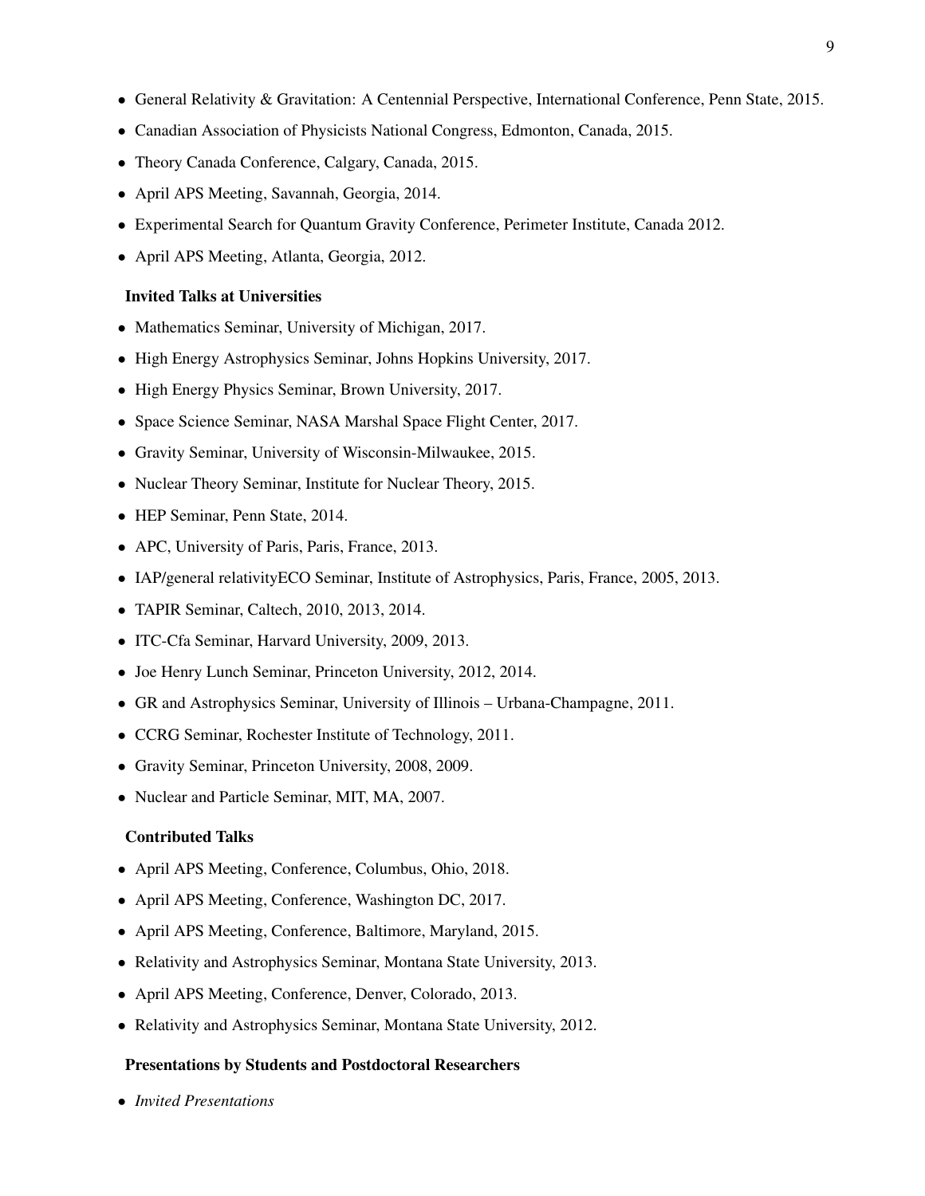- General Relativity & Gravitation: A Centennial Perspective, International Conference, Penn State, 2015.
- Canadian Association of Physicists National Congress, Edmonton, Canada, 2015.
- Theory Canada Conference, Calgary, Canada, 2015.
- April APS Meeting, Savannah, Georgia, 2014.
- Experimental Search for Quantum Gravity Conference, Perimeter Institute, Canada 2012.
- April APS Meeting, Atlanta, Georgia, 2012.

**Invited Talks at Universities**

- Mathematics Seminar, University of Michigan, 2017.
- High Energy Astrophysics Seminar, Johns Hopkins University, 2017.
- High Energy Physics Seminar, Brown University, 2017.
- Space Science Seminar, NASA Marshal Space Flight Center, 2017.
- Gravity Seminar, University of Wisconsin-Milwaukee, 2015.
- Nuclear Theory Seminar, Institute for Nuclear Theory, 2015.
- HEP Seminar, Penn State, 2014.
- APC, University of Paris, Paris, France, 2013.
- IAP/general relativityECO Seminar, Institute of Astrophysics, Paris, France, 2005, 2013.
- TAPIR Seminar, Caltech, 2010, 2013, 2014.
- ITC-Cfa Seminar, Harvard University, 2009, 2013.
- Joe Henry Lunch Seminar, Princeton University, 2012, 2014.
- GR and Astrophysics Seminar, University of Illinois – Urbana-Champagne, 2011.
- CCRG Seminar, Rochester Institute of Technology, 2011.
- Gravity Seminar, Princeton University, 2008, 2009.
- Nuclear and Particle Seminar, MIT, MA, 2007.

**Contributed Talks**

- April APS Meeting, Conference, Columbus, Ohio, 2018.
- April APS Meeting, Conference, Washington DC, 2017.
- April APS Meeting, Conference, Baltimore, Maryland, 2015.
- Relativity and Astrophysics Seminar, Montana State University, 2013.
- April APS Meeting, Conference, Denver, Colorado, 2013.
- Relativity and Astrophysics Seminar, Montana State University, 2012.

**Presentations by Students and Postdoctoral Researchers**

- *Invited Presentations*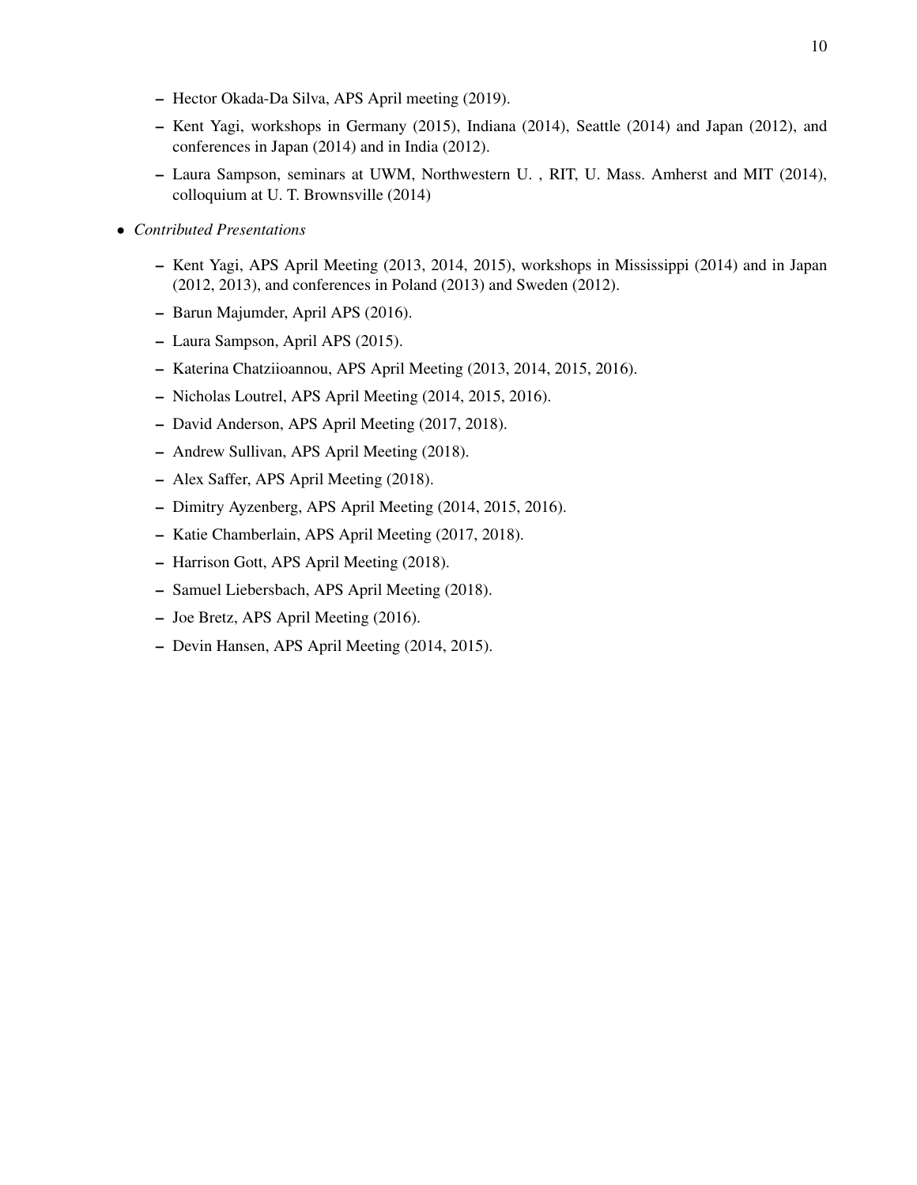- Hector Okada-Da Silva, APS April meeting (2019).
  - Kent Yagi, workshops in Germany (2015), Indiana (2014), Seattle (2014) and Japan (2012), and conferences in Japan (2014) and in India (2012).
  - Laura Sampson, seminars at UWM, Northwestern U. , RIT, U. Mass. Amherst and MIT (2014), colloquium at U. T. Brownsville (2014)

- *Contributed Presentations*
  - Kent Yagi, APS April Meeting (2013, 2014, 2015), workshops in Mississippi (2014) and in Japan (2012, 2013), and conferences in Poland (2013) and Sweden (2012).
  - Barun Majumder, April APS (2016).
  - Laura Sampson, April APS (2015).
  - Katerina Chatziioannou, APS April Meeting (2013, 2014, 2015, 2016).
  - Nicholas Loutrel, APS April Meeting (2014, 2015, 2016).
  - David Anderson, APS April Meeting (2017, 2018).
  - Andrew Sullivan, APS April Meeting (2018).
  - Alex Saffer, APS April Meeting (2018).
  - Dimitry Ayzenberg, APS April Meeting (2014, 2015, 2016).
  - Katie Chamberlain, APS April Meeting (2017, 2018).
  - Harrison Gott, APS April Meeting (2018).
  - Samuel Liebersbach, APS April Meeting (2018).
  - Joe Bretz, APS April Meeting (2016).
  - Devin Hansen, APS April Meeting (2014, 2015).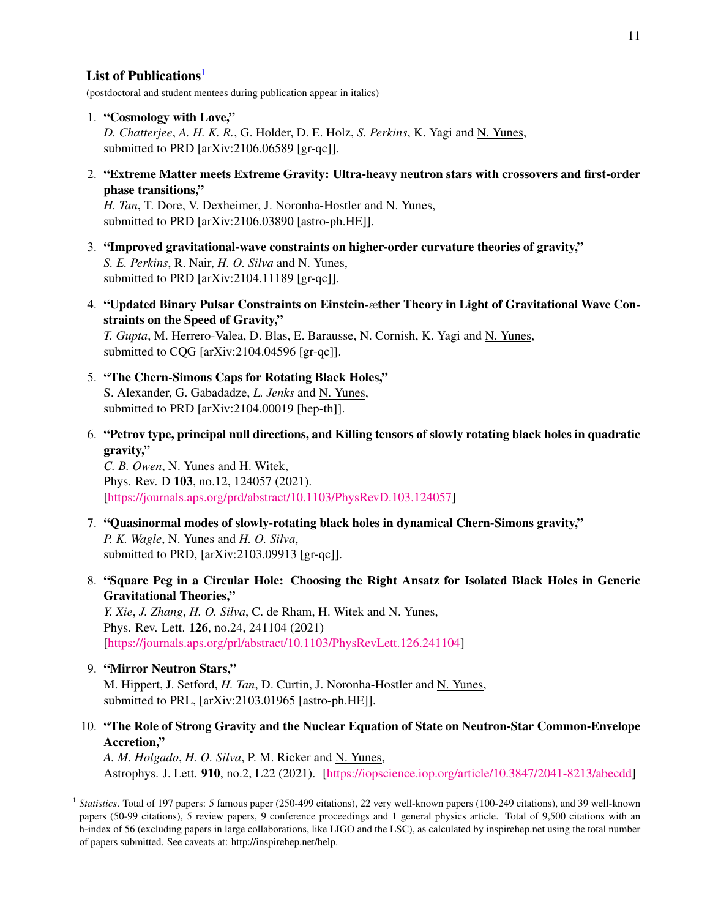## List of Publications[1]

(postdoctoral and student mentees during publication appear in italics)

1. **"Cosmology with Love,"**
   *D. Chatterjee*, *A. H. K. R.*, G. Holder, D. E. Holz, *S. Perkins*, K. Yagi and N. Yunes,
   submitted to PRD [arXiv:2106.06589 [gr-qc]].

2. **"Extreme Matter meets Extreme Gravity: Ultra-heavy neutron stars with crossovers and first-order phase transitions,"**
   *H. Tan*, T. Dore, V. Dexheimer, J. Noronha-Hostler and N. Yunes,
   submitted to PRD [arXiv:2106.03890 [astro-ph.HE]].

3. **"Improved gravitational-wave constraints on higher-order curvature theories of gravity,"**
   *S. E. Perkins*, R. Nair, *H. O. Silva* and N. Yunes,
   submitted to PRD [arXiv:2104.11189 [gr-qc]].

4. **"Updated Binary Pulsar Constraints on Einstein-æther Theory in Light of Gravitational Wave Constraints on the Speed of Gravity,"**
   *T. Gupta*, M. Herrero-Valea, D. Blas, E. Barausse, N. Cornish, K. Yagi and N. Yunes,
   submitted to CQG [arXiv:2104.04596 [gr-qc]].

5. **"The Chern-Simons Caps for Rotating Black Holes,"**
   S. Alexander, G. Gabadadze, *L. Jenks* and N. Yunes,
   submitted to PRD [arXiv:2104.00019 [hep-th]].

6. **"Petrov type, principal null directions, and Killing tensors of slowly rotating black holes in quadratic gravity,"**
   *C. B. Owen*, N. Yunes and H. Witek,
   Phys. Rev. D **103**, no.12, 124057 (2021).
   [https://journals.aps.org/prd/abstract/10.1103/PhysRevD.103.124057]

7. **"Quasinormal modes of slowly-rotating black holes in dynamical Chern-Simons gravity,"**
   *P. K. Wagle*, N. Yunes and *H. O. Silva*,
   submitted to PRD, [arXiv:2103.09913 [gr-qc]].

8. **"Square Peg in a Circular Hole: Choosing the Right Ansatz for Isolated Black Holes in Generic Gravitational Theories,"**
   *Y. Xie*, *J. Zhang*, *H. O. Silva*, C. de Rham, H. Witek and N. Yunes,
   Phys. Rev. Lett. **126**, no.24, 241104 (2021)
   [https://journals.aps.org/prl/abstract/10.1103/PhysRevLett.126.241104]

9. **"Mirror Neutron Stars,"**
   M. Hippert, J. Setford, *H. Tan*, D. Curtin, J. Noronha-Hostler and N. Yunes,
   submitted to PRL, [arXiv:2103.01965 [astro-ph.HE]].

10. **"The Role of Strong Gravity and the Nuclear Equation of State on Neutron-Star Common-Envelope Accretion,"**
    *A. M. Holgado*, *H. O. Silva*, P. M. Ricker and N. Yunes,
    Astrophys. J. Lett. **910**, no.2, L22 (2021). [https://iopscience.iop.org/article/10.3847/2041-8213/abecdd]

---

[1] *Statistics*. Total of 197 papers: 5 famous paper (250-499 citations), 22 very well-known papers (100-249 citations), and 39 well-known papers (50-99 citations), 5 review papers, 9 conference proceedings and 1 general physics article. Total of 9,500 citations with an h-index of 56 (excluding papers in large collaborations, like LIGO and the LSC), as calculated by inspirehep.net using the total number of papers submitted. See caveats at: http://inspirehep.net/help.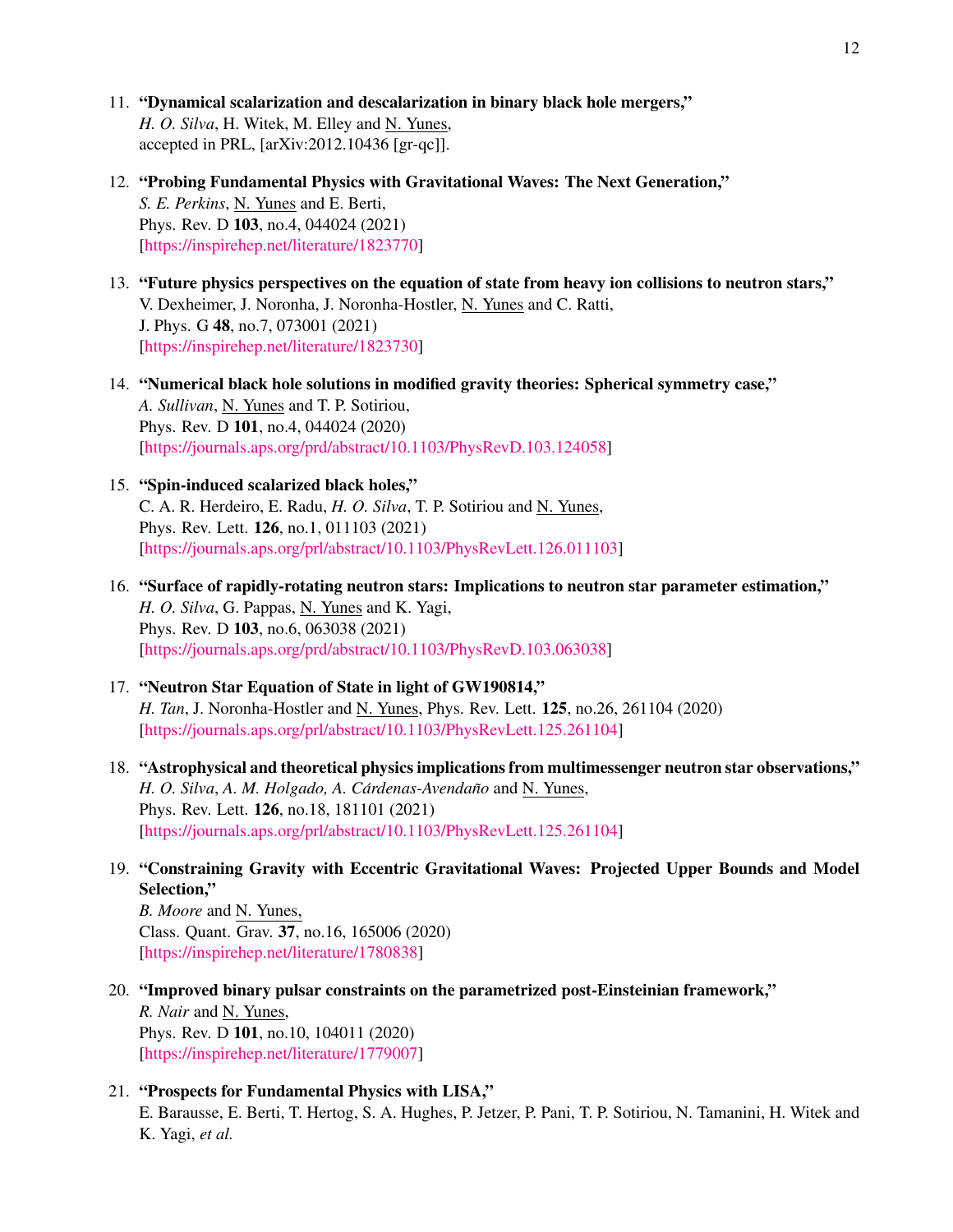11. **"Dynamical scalarization and descalarization in binary black hole mergers,"**
    *H. O. Silva*, H. Witek, M. Elley and N. Yunes,
    accepted in PRL, [arXiv:2012.10436 [gr-qc]].

12. **"Probing Fundamental Physics with Gravitational Waves: The Next Generation,"**
    *S. E. Perkins*, N. Yunes and E. Berti,
    Phys. Rev. D **103**, no.4, 044024 (2021)
    [https://inspirehep.net/literature/1823770]

13. **"Future physics perspectives on the equation of state from heavy ion collisions to neutron stars,"**
    V. Dexheimer, J. Noronha, J. Noronha-Hostler, N. Yunes and C. Ratti,
    J. Phys. G **48**, no.7, 073001 (2021)
    [https://inspirehep.net/literature/1823730]

14. **"Numerical black hole solutions in modified gravity theories: Spherical symmetry case,"**
    *A. Sullivan*, N. Yunes and T. P. Sotiriou,
    Phys. Rev. D **101**, no.4, 044024 (2020)
    [https://journals.aps.org/prd/abstract/10.1103/PhysRevD.103.124058]

15. **"Spin-induced scalarized black holes,"**
    C. A. R. Herdeiro, E. Radu, *H. O. Silva*, T. P. Sotiriou and N. Yunes,
    Phys. Rev. Lett. **126**, no.1, 011103 (2021)
    [https://journals.aps.org/prl/abstract/10.1103/PhysRevLett.126.011103]

16. **"Surface of rapidly-rotating neutron stars: Implications to neutron star parameter estimation,"**
    *H. O. Silva*, G. Pappas, N. Yunes and K. Yagi,
    Phys. Rev. D **103**, no.6, 063038 (2021)
    [https://journals.aps.org/prd/abstract/10.1103/PhysRevD.103.063038]

17. **"Neutron Star Equation of State in light of GW190814,"**
    *H. Tan*, J. Noronha-Hostler and N. Yunes, Phys. Rev. Lett. **125**, no.26, 261104 (2020)
    [https://journals.aps.org/prl/abstract/10.1103/PhysRevLett.125.261104]

18. **"Astrophysical and theoretical physics implications from multimessenger neutron star observations,"**
    *H. O. Silva*, *A. M. Holgado, A. Cárdenas-Avendaño* and N. Yunes,
    Phys. Rev. Lett. **126**, no.18, 181101 (2021)
    [https://journals.aps.org/prl/abstract/10.1103/PhysRevLett.125.261104]

19. **"Constraining Gravity with Eccentric Gravitational Waves: Projected Upper Bounds and Model Selection,"**
    *B. Moore* and N. Yunes,
    Class. Quant. Grav. **37**, no.16, 165006 (2020)
    [https://inspirehep.net/literature/1780838]

20. **"Improved binary pulsar constraints on the parametrized post-Einsteinian framework,"**
    *R. Nair* and N. Yunes,
    Phys. Rev. D **101**, no.10, 104011 (2020)
    [https://inspirehep.net/literature/1779007]

21. **"Prospects for Fundamental Physics with LISA,"**
    E. Barausse, E. Berti, T. Hertog, S. A. Hughes, P. Jetzer, P. Pani, T. P. Sotiriou, N. Tamanini, H. Witek and K. Yagi, *et al.*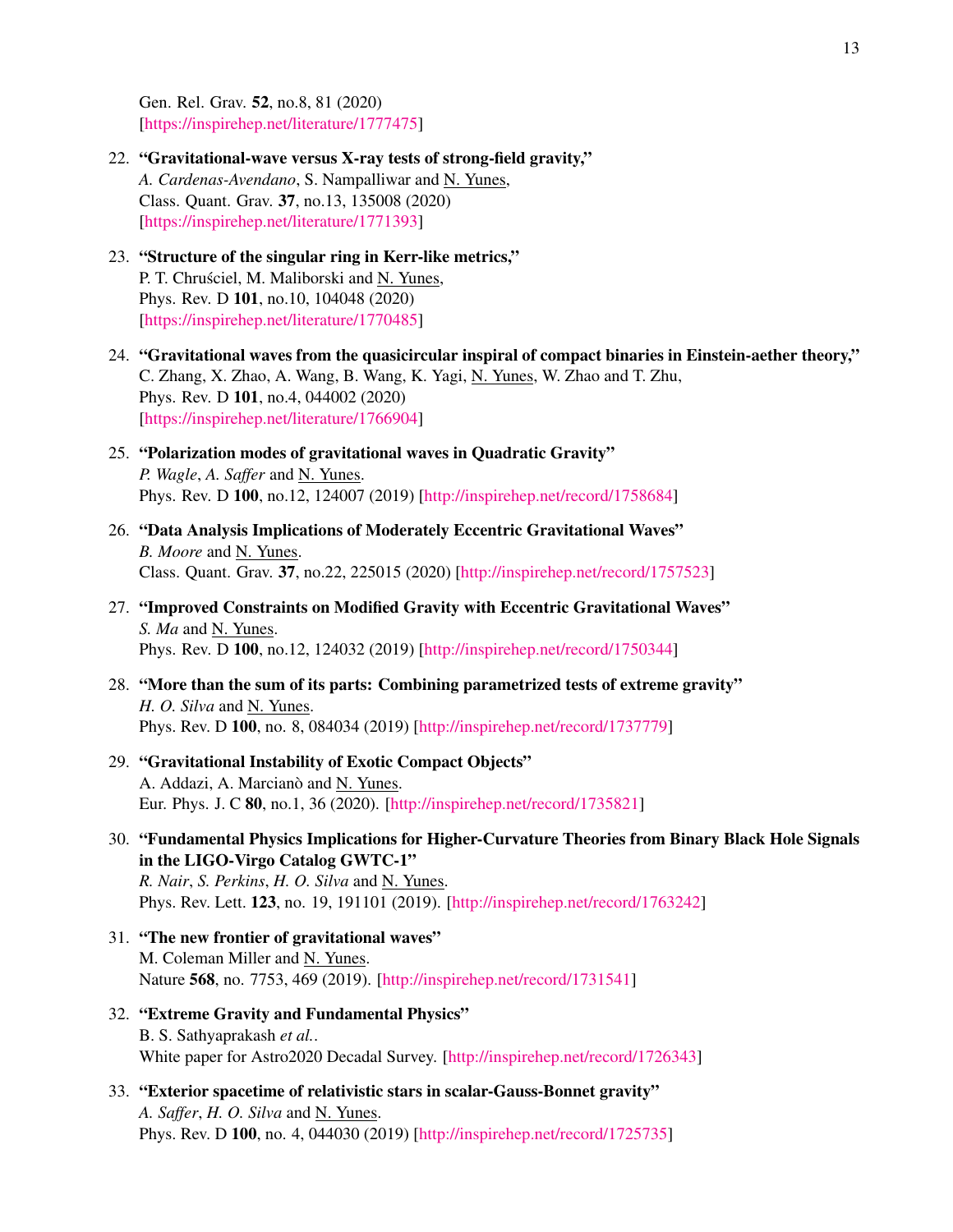Gen. Rel. Grav. **52**, no.8, 81 (2020)
[https://inspirehep.net/literature/1777475]

22. **"Gravitational-wave versus X-ray tests of strong-field gravity,"**
*A. Cardenas-Avendano*, S. Nampalliwar and N. Yunes,
Class. Quant. Grav. **37**, no.13, 135008 (2020)
[https://inspirehep.net/literature/1771393]

23. **"Structure of the singular ring in Kerr-like metrics,"**
P. T. Chruściel, M. Maliborski and N. Yunes,
Phys. Rev. D **101**, no.10, 104048 (2020)
[https://inspirehep.net/literature/1770485]

24. **"Gravitational waves from the quasicircular inspiral of compact binaries in Einstein-aether theory,"**
C. Zhang, X. Zhao, A. Wang, B. Wang, K. Yagi, N. Yunes, W. Zhao and T. Zhu,
Phys. Rev. D **101**, no.4, 044002 (2020)
[https://inspirehep.net/literature/1766904]

25. **"Polarization modes of gravitational waves in Quadratic Gravity"**
*P. Wagle*, *A. Saffer* and N. Yunes.
Phys. Rev. D **100**, no.12, 124007 (2019) [http://inspirehep.net/record/1758684]

26. **"Data Analysis Implications of Moderately Eccentric Gravitational Waves"**
*B. Moore* and N. Yunes.
Class. Quant. Grav. **37**, no.22, 225015 (2020) [http://inspirehep.net/record/1757523]

27. **"Improved Constraints on Modified Gravity with Eccentric Gravitational Waves"**
*S. Ma* and N. Yunes.
Phys. Rev. D **100**, no.12, 124032 (2019) [http://inspirehep.net/record/1750344]

28. **"More than the sum of its parts: Combining parametrized tests of extreme gravity"**
*H. O. Silva* and N. Yunes.
Phys. Rev. D **100**, no. 8, 084034 (2019) [http://inspirehep.net/record/1737779]

29. **"Gravitational Instability of Exotic Compact Objects"**
A. Addazi, A. Marcianò and N. Yunes.
Eur. Phys. J. C **80**, no.1, 36 (2020). [http://inspirehep.net/record/1735821]

30. **"Fundamental Physics Implications for Higher-Curvature Theories from Binary Black Hole Signals in the LIGO-Virgo Catalog GWTC-1"**
*R. Nair*, *S. Perkins*, *H. O. Silva* and N. Yunes.
Phys. Rev. Lett. **123**, no. 19, 191101 (2019). [http://inspirehep.net/record/1763242]

31. **"The new frontier of gravitational waves"**
M. Coleman Miller and N. Yunes.
Nature **568**, no. 7753, 469 (2019). [http://inspirehep.net/record/1731541]

32. **"Extreme Gravity and Fundamental Physics"**
B. S. Sathyaprakash *et al.*.
White paper for Astro2020 Decadal Survey. [http://inspirehep.net/record/1726343]

33. **"Exterior spacetime of relativistic stars in scalar-Gauss-Bonnet gravity"**
*A. Saffer*, *H. O. Silva* and N. Yunes.
Phys. Rev. D **100**, no. 4, 044030 (2019) [http://inspirehep.net/record/1725735]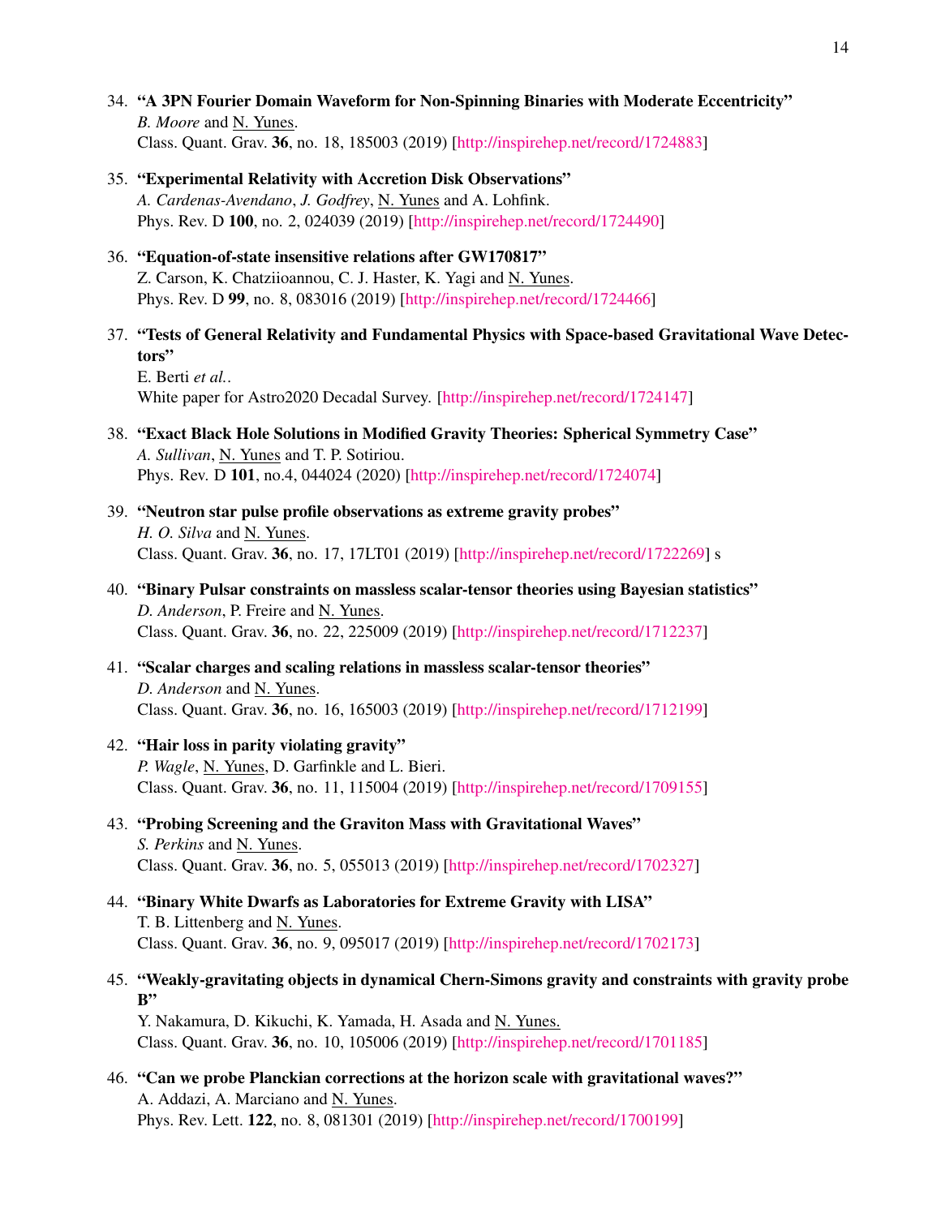34. **"A 3PN Fourier Domain Waveform for Non-Spinning Binaries with Moderate Eccentricity"**
    *B. Moore* and <u>N. Yunes</u>.
    Class. Quant. Grav. **36**, no. 18, 185003 (2019) [http://inspirehep.net/record/1724883]

35. **"Experimental Relativity with Accretion Disk Observations"**
    *A. Cardenas-Avendano*, *J. Godfrey*, <u>N. Yunes</u> and A. Lohfink.
    Phys. Rev. D **100**, no. 2, 024039 (2019) [http://inspirehep.net/record/1724490]

36. **"Equation-of-state insensitive relations after GW170817"**
    Z. Carson, K. Chatziioannou, C. J. Haster, K. Yagi and <u>N. Yunes</u>.
    Phys. Rev. D **99**, no. 8, 083016 (2019) [http://inspirehep.net/record/1724466]

37. **"Tests of General Relativity and Fundamental Physics with Space-based Gravitational Wave Detectors"**
    E. Berti *et al.*.
    White paper for Astro2020 Decadal Survey. [http://inspirehep.net/record/1724147]

38. **"Exact Black Hole Solutions in Modified Gravity Theories: Spherical Symmetry Case"**
    *A. Sullivan*, <u>N. Yunes</u> and T. P. Sotiriou.
    Phys. Rev. D **101**, no.4, 044024 (2020) [http://inspirehep.net/record/1724074]

39. **"Neutron star pulse profile observations as extreme gravity probes"**
    *H. O. Silva* and <u>N. Yunes</u>.
    Class. Quant. Grav. **36**, no. 17, 17LT01 (2019) [http://inspirehep.net/record/1722269] s

40. **"Binary Pulsar constraints on massless scalar-tensor theories using Bayesian statistics"**
    *D. Anderson*, P. Freire and <u>N. Yunes</u>.
    Class. Quant. Grav. **36**, no. 22, 225009 (2019) [http://inspirehep.net/record/1712237]

41. **"Scalar charges and scaling relations in massless scalar-tensor theories"**
    *D. Anderson* and <u>N. Yunes</u>.
    Class. Quant. Grav. **36**, no. 16, 165003 (2019) [http://inspirehep.net/record/1712199]

42. **"Hair loss in parity violating gravity"**
    *P. Wagle*, <u>N. Yunes</u>, D. Garfinkle and L. Bieri.
    Class. Quant. Grav. **36**, no. 11, 115004 (2019) [http://inspirehep.net/record/1709155]

43. **"Probing Screening and the Graviton Mass with Gravitational Waves"**
    *S. Perkins* and <u>N. Yunes</u>.
    Class. Quant. Grav. **36**, no. 5, 055013 (2019) [http://inspirehep.net/record/1702327]

44. **"Binary White Dwarfs as Laboratories for Extreme Gravity with LISA"**
    T. B. Littenberg and <u>N. Yunes</u>.
    Class. Quant. Grav. **36**, no. 9, 095017 (2019) [http://inspirehep.net/record/1702173]

45. **"Weakly-gravitating objects in dynamical Chern-Simons gravity and constraints with gravity probe B"**
    Y. Nakamura, D. Kikuchi, K. Yamada, H. Asada and <u>N. Yunes.</u>
    Class. Quant. Grav. **36**, no. 10, 105006 (2019) [http://inspirehep.net/record/1701185]

46. **"Can we probe Planckian corrections at the horizon scale with gravitational waves?"**
    A. Addazi, A. Marciano and <u>N. Yunes</u>.
    Phys. Rev. Lett. **122**, no. 8, 081301 (2019) [http://inspirehep.net/record/1700199]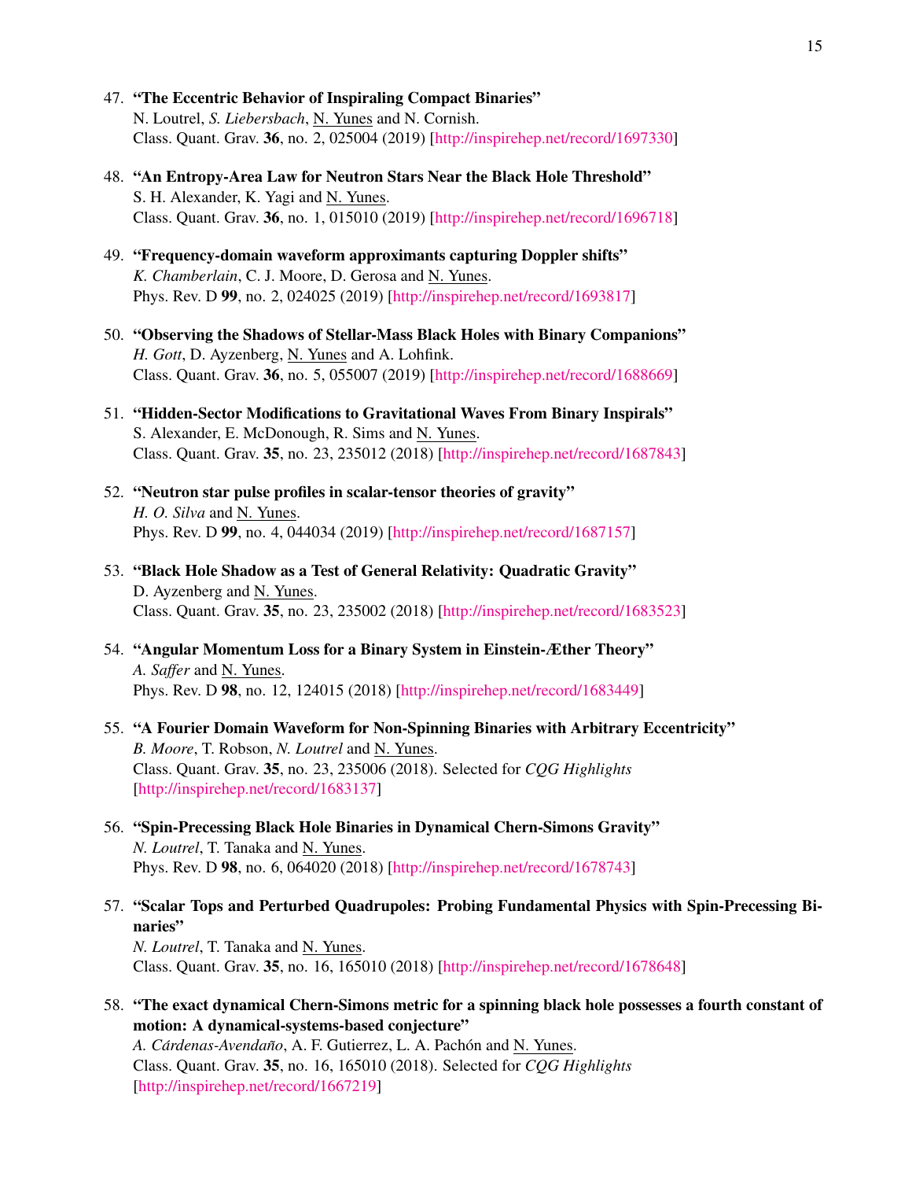47. **"The Eccentric Behavior of Inspiraling Compact Binaries"**
    N. Loutrel, *S. Liebersbach*, N. Yunes and N. Cornish.
    Class. Quant. Grav. **36**, no. 2, 025004 (2019) [http://inspirehep.net/record/1697330]

48. **"An Entropy-Area Law for Neutron Stars Near the Black Hole Threshold"**
    S. H. Alexander, K. Yagi and N. Yunes.
    Class. Quant. Grav. **36**, no. 1, 015010 (2019) [http://inspirehep.net/record/1696718]

49. **"Frequency-domain waveform approximants capturing Doppler shifts"**
    *K. Chamberlain*, C. J. Moore, D. Gerosa and N. Yunes.
    Phys. Rev. D **99**, no. 2, 024025 (2019) [http://inspirehep.net/record/1693817]

50. **"Observing the Shadows of Stellar-Mass Black Holes with Binary Companions"**
    *H. Gott*, D. Ayzenberg, N. Yunes and A. Lohfink.
    Class. Quant. Grav. **36**, no. 5, 055007 (2019) [http://inspirehep.net/record/1688669]

51. **"Hidden-Sector Modifications to Gravitational Waves From Binary Inspirals"**
    S. Alexander, E. McDonough, R. Sims and N. Yunes.
    Class. Quant. Grav. **35**, no. 23, 235012 (2018) [http://inspirehep.net/record/1687843]

52. **"Neutron star pulse profiles in scalar-tensor theories of gravity"**
    *H. O. Silva* and N. Yunes.
    Phys. Rev. D **99**, no. 4, 044034 (2019) [http://inspirehep.net/record/1687157]

53. **"Black Hole Shadow as a Test of General Relativity: Quadratic Gravity"**
    D. Ayzenberg and N. Yunes.
    Class. Quant. Grav. **35**, no. 23, 235002 (2018) [http://inspirehep.net/record/1683523]

54. **"Angular Momentum Loss for a Binary System in Einstein-Æther Theory"**
    *A. Saffer* and N. Yunes.
    Phys. Rev. D **98**, no. 12, 124015 (2018) [http://inspirehep.net/record/1683449]

55. **"A Fourier Domain Waveform for Non-Spinning Binaries with Arbitrary Eccentricity"**
    *B. Moore*, T. Robson, *N. Loutrel* and N. Yunes.
    Class. Quant. Grav. **35**, no. 23, 235006 (2018). Selected for *CQG Highlights*
    [http://inspirehep.net/record/1683137]

56. **"Spin-Precessing Black Hole Binaries in Dynamical Chern-Simons Gravity"**
    *N. Loutrel*, T. Tanaka and N. Yunes.
    Phys. Rev. D **98**, no. 6, 064020 (2018) [http://inspirehep.net/record/1678743]

57. **"Scalar Tops and Perturbed Quadrupoles: Probing Fundamental Physics with Spin-Precessing Binaries"**
    *N. Loutrel*, T. Tanaka and N. Yunes.
    Class. Quant. Grav. **35**, no. 16, 165010 (2018) [http://inspirehep.net/record/1678648]

58. **"The exact dynamical Chern-Simons metric for a spinning black hole possesses a fourth constant of motion: A dynamical-systems-based conjecture"**
    *A. Cárdenas-Avendaño*, A. F. Gutierrez, L. A. Pachón and N. Yunes.
    Class. Quant. Grav. **35**, no. 16, 165010 (2018). Selected for *CQG Highlights*
    [http://inspirehep.net/record/1667219]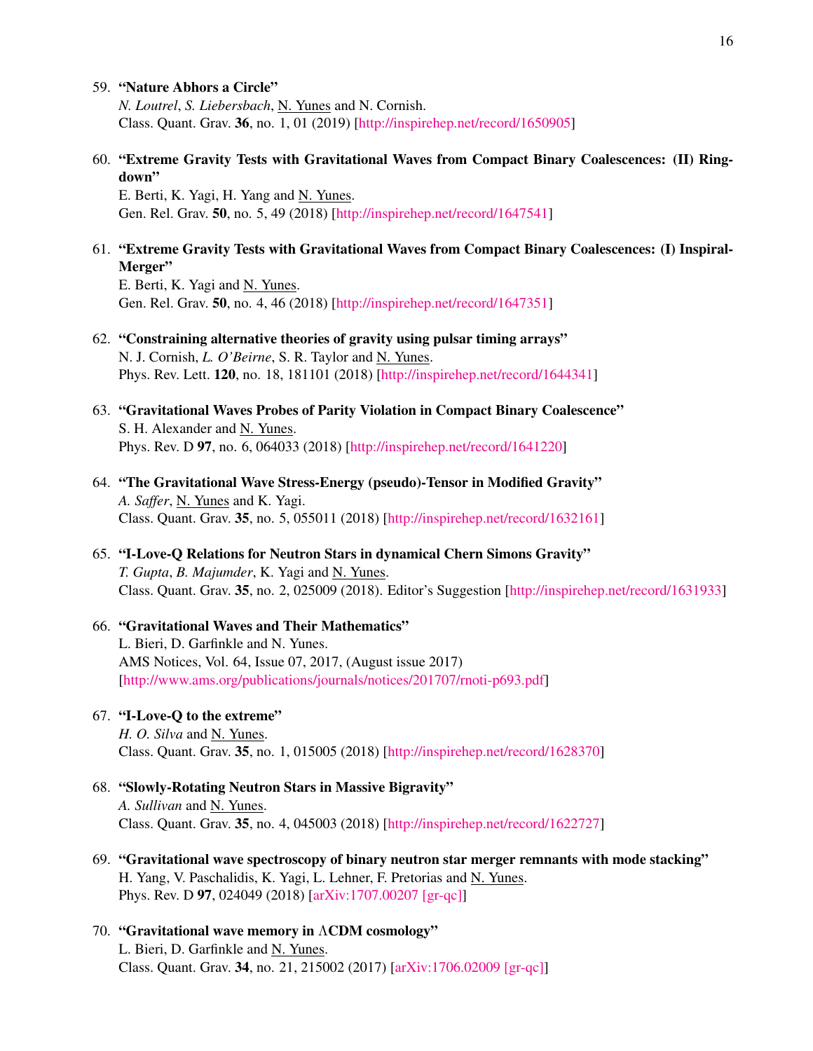59. **"Nature Abhors a Circle"**
*N. Loutrel*, *S. Liebersbach*, N. Yunes and N. Cornish.
Class. Quant. Grav. **36**, no. 1, 01 (2019) [http://inspirehep.net/record/1650905]

60. **"Extreme Gravity Tests with Gravitational Waves from Compact Binary Coalescences: (II) Ringdown"**
E. Berti, K. Yagi, H. Yang and N. Yunes.
Gen. Rel. Grav. **50**, no. 5, 49 (2018) [http://inspirehep.net/record/1647541]

61. **"Extreme Gravity Tests with Gravitational Waves from Compact Binary Coalescences: (I) Inspiral-Merger"**
E. Berti, K. Yagi and N. Yunes.
Gen. Rel. Grav. **50**, no. 4, 46 (2018) [http://inspirehep.net/record/1647351]

62. **"Constraining alternative theories of gravity using pulsar timing arrays"**
N. J. Cornish, *L. O'Beirne*, S. R. Taylor and N. Yunes.
Phys. Rev. Lett. **120**, no. 18, 181101 (2018) [http://inspirehep.net/record/1644341]

63. **"Gravitational Waves Probes of Parity Violation in Compact Binary Coalescence"**
S. H. Alexander and N. Yunes.
Phys. Rev. D **97**, no. 6, 064033 (2018) [http://inspirehep.net/record/1641220]

64. **"The Gravitational Wave Stress-Energy (pseudo)-Tensor in Modified Gravity"**
*A. Saffer*, N. Yunes and K. Yagi.
Class. Quant. Grav. **35**, no. 5, 055011 (2018) [http://inspirehep.net/record/1632161]

65. **"I-Love-Q Relations for Neutron Stars in dynamical Chern Simons Gravity"**
*T. Gupta*, *B. Majumder*, K. Yagi and N. Yunes.
Class. Quant. Grav. **35**, no. 2, 025009 (2018). Editor's Suggestion [http://inspirehep.net/record/1631933]

66. **"Gravitational Waves and Their Mathematics"**
L. Bieri, D. Garfinkle and N. Yunes.
AMS Notices, Vol. 64, Issue 07, 2017, (August issue 2017)
[http://www.ams.org/publications/journals/notices/201707/rnoti-p693.pdf]

67. **"I-Love-Q to the extreme"**
*H. O. Silva* and N. Yunes.
Class. Quant. Grav. **35**, no. 1, 015005 (2018) [http://inspirehep.net/record/1628370]

68. **"Slowly-Rotating Neutron Stars in Massive Bigravity"**
*A. Sullivan* and N. Yunes.
Class. Quant. Grav. **35**, no. 4, 045003 (2018) [http://inspirehep.net/record/1622727]

69. **"Gravitational wave spectroscopy of binary neutron star merger remnants with mode stacking"**
H. Yang, V. Paschalidis, K. Yagi, L. Lehner, F. Pretorias and N. Yunes.
Phys. Rev. D **97**, 024049 (2018) [arXiv:1707.00207 [gr-qc]]

70. **"Gravitational wave memory in ΛCDM cosmology"**
L. Bieri, D. Garfinkle and N. Yunes.
Class. Quant. Grav. **34**, no. 21, 215002 (2017) [arXiv:1706.02009 [gr-qc]]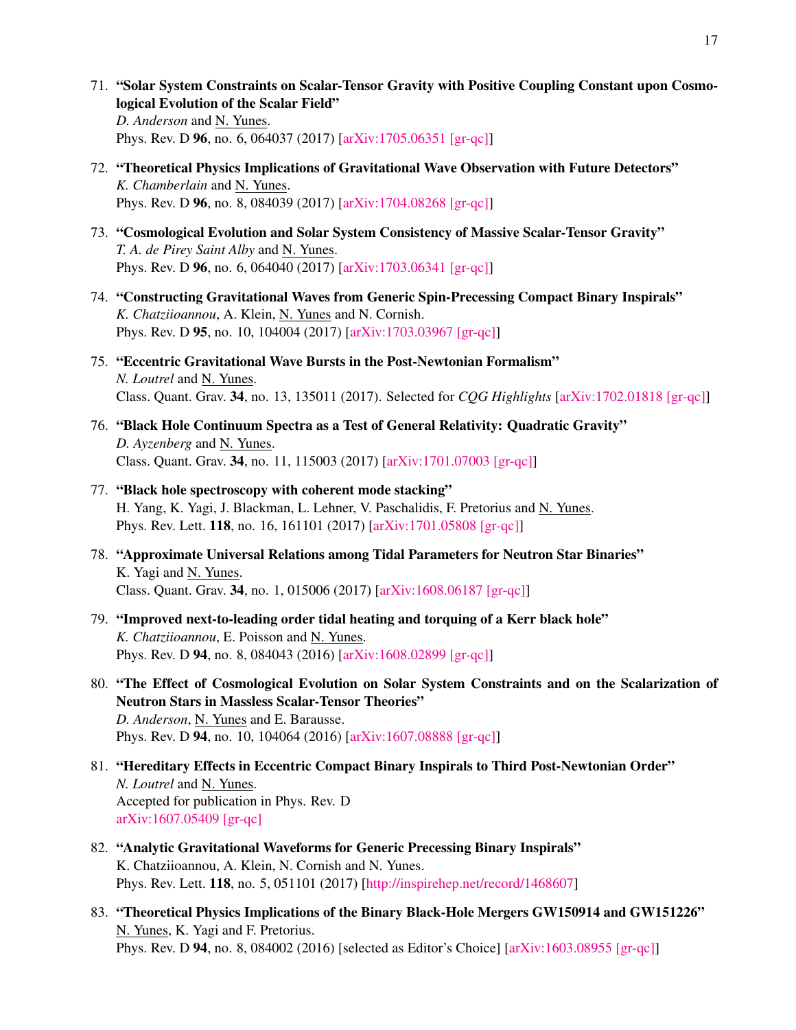71. **"Solar System Constraints on Scalar-Tensor Gravity with Positive Coupling Constant upon Cosmological Evolution of the Scalar Field"**
*D. Anderson* and N. Yunes.
Phys. Rev. D **96**, no. 6, 064037 (2017) [arXiv:1705.06351 [gr-qc]]

72. **"Theoretical Physics Implications of Gravitational Wave Observation with Future Detectors"**
*K. Chamberlain* and N. Yunes.
Phys. Rev. D **96**, no. 8, 084039 (2017) [arXiv:1704.08268 [gr-qc]]

73. **"Cosmological Evolution and Solar System Consistency of Massive Scalar-Tensor Gravity"**
*T. A. de Pirey Saint Alby* and N. Yunes.
Phys. Rev. D **96**, no. 6, 064040 (2017) [arXiv:1703.06341 [gr-qc]]

74. **"Constructing Gravitational Waves from Generic Spin-Precessing Compact Binary Inspirals"**
*K. Chatziioannou*, A. Klein, N. Yunes and N. Cornish.
Phys. Rev. D **95**, no. 10, 104004 (2017) [arXiv:1703.03967 [gr-qc]]

75. **"Eccentric Gravitational Wave Bursts in the Post-Newtonian Formalism"**
*N. Loutrel* and N. Yunes.
Class. Quant. Grav. **34**, no. 13, 135011 (2017). Selected for *CQG Highlights* [arXiv:1702.01818 [gr-qc]]

76. **"Black Hole Continuum Spectra as a Test of General Relativity: Quadratic Gravity"**
*D. Ayzenberg* and N. Yunes.
Class. Quant. Grav. **34**, no. 11, 115003 (2017) [arXiv:1701.07003 [gr-qc]]

77. **"Black hole spectroscopy with coherent mode stacking"**
H. Yang, K. Yagi, J. Blackman, L. Lehner, V. Paschalidis, F. Pretorius and N. Yunes.
Phys. Rev. Lett. **118**, no. 16, 161101 (2017) [arXiv:1701.05808 [gr-qc]]

78. **"Approximate Universal Relations among Tidal Parameters for Neutron Star Binaries"**
K. Yagi and N. Yunes.
Class. Quant. Grav. **34**, no. 1, 015006 (2017) [arXiv:1608.06187 [gr-qc]]

79. **"Improved next-to-leading order tidal heating and torquing of a Kerr black hole"**
*K. Chatziioannou*, E. Poisson and N. Yunes.
Phys. Rev. D **94**, no. 8, 084043 (2016) [arXiv:1608.02899 [gr-qc]]

80. **"The Effect of Cosmological Evolution on Solar System Constraints and on the Scalarization of Neutron Stars in Massless Scalar-Tensor Theories"**
*D. Anderson*, N. Yunes and E. Barausse.
Phys. Rev. D **94**, no. 10, 104064 (2016) [arXiv:1607.08888 [gr-qc]]

81. **"Hereditary Effects in Eccentric Compact Binary Inspirals to Third Post-Newtonian Order"**
*N. Loutrel* and N. Yunes.
Accepted for publication in Phys. Rev. D
arXiv:1607.05409 [gr-qc]

82. **"Analytic Gravitational Waveforms for Generic Precessing Binary Inspirals"**
K. Chatziioannou, A. Klein, N. Cornish and N. Yunes.
Phys. Rev. Lett. **118**, no. 5, 051101 (2017) [http://inspirehep.net/record/1468607]

83. **"Theoretical Physics Implications of the Binary Black-Hole Mergers GW150914 and GW151226"**
N. Yunes, K. Yagi and F. Pretorius.
Phys. Rev. D **94**, no. 8, 084002 (2016) [selected as Editor's Choice] [arXiv:1603.08955 [gr-qc]]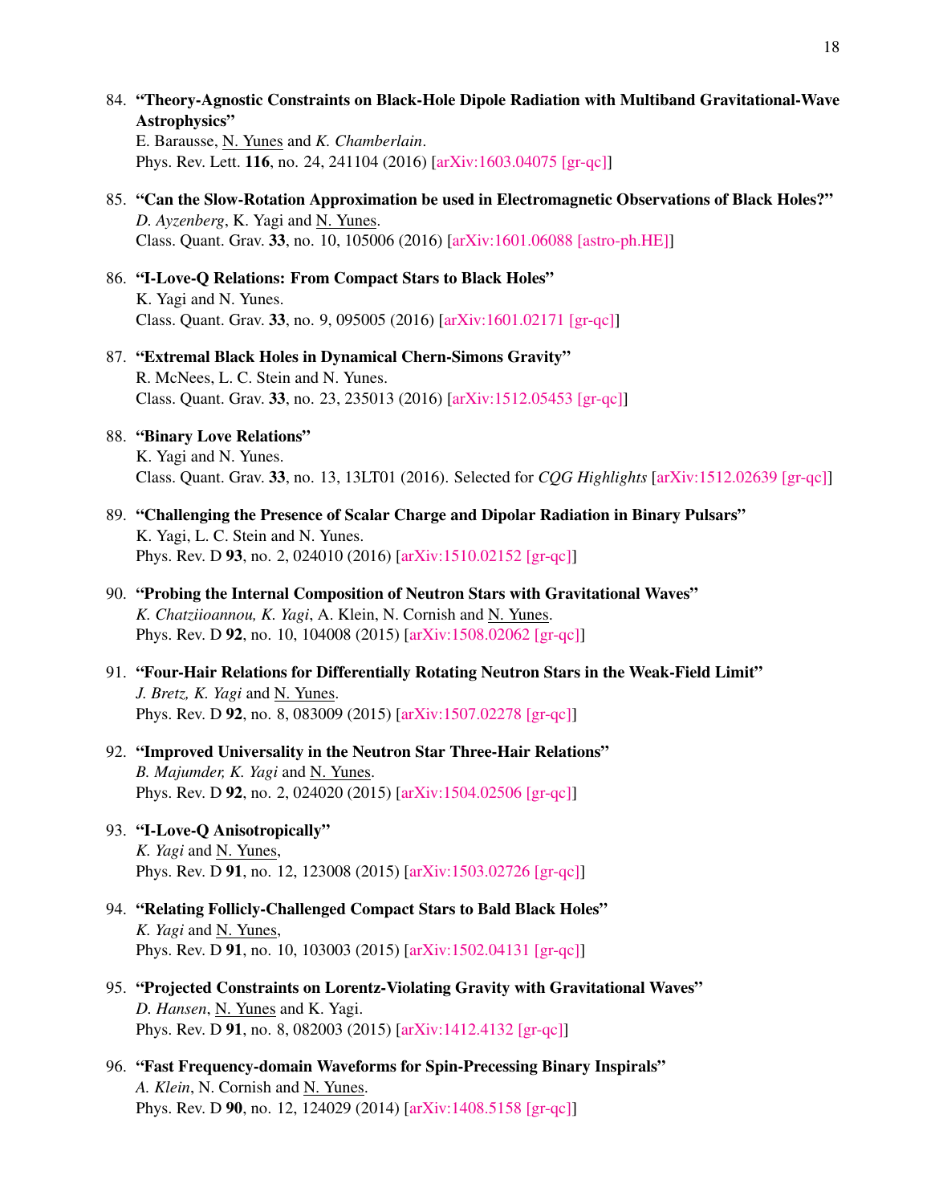84. **"Theory-Agnostic Constraints on Black-Hole Dipole Radiation with Multiband Gravitational-Wave Astrophysics"**
E. Barausse, N. Yunes and *K. Chamberlain*.
Phys. Rev. Lett. **116**, no. 24, 241104 (2016) [arXiv:1603.04075 [gr-qc]]

85. **"Can the Slow-Rotation Approximation be used in Electromagnetic Observations of Black Holes?"**
*D. Ayzenberg*, K. Yagi and N. Yunes.
Class. Quant. Grav. **33**, no. 10, 105006 (2016) [arXiv:1601.06088 [astro-ph.HE]]

86. **"I-Love-Q Relations: From Compact Stars to Black Holes"**
K. Yagi and N. Yunes.
Class. Quant. Grav. **33**, no. 9, 095005 (2016) [arXiv:1601.02171 [gr-qc]]

87. **"Extremal Black Holes in Dynamical Chern-Simons Gravity"**
R. McNees, L. C. Stein and N. Yunes.
Class. Quant. Grav. **33**, no. 23, 235013 (2016) [arXiv:1512.05453 [gr-qc]]

88. **"Binary Love Relations"**
K. Yagi and N. Yunes.
Class. Quant. Grav. **33**, no. 13, 13LT01 (2016). Selected for *CQG Highlights* [arXiv:1512.02639 [gr-qc]]

89. **"Challenging the Presence of Scalar Charge and Dipolar Radiation in Binary Pulsars"**
K. Yagi, L. C. Stein and N. Yunes.
Phys. Rev. D **93**, no. 2, 024010 (2016) [arXiv:1510.02152 [gr-qc]]

90. **"Probing the Internal Composition of Neutron Stars with Gravitational Waves"**
*K. Chatziioannou, K. Yagi*, A. Klein, N. Cornish and N. Yunes.
Phys. Rev. D **92**, no. 10, 104008 (2015) [arXiv:1508.02062 [gr-qc]]

91. **"Four-Hair Relations for Differentially Rotating Neutron Stars in the Weak-Field Limit"**
*J. Bretz, K. Yagi* and N. Yunes.
Phys. Rev. D **92**, no. 8, 083009 (2015) [arXiv:1507.02278 [gr-qc]]

92. **"Improved Universality in the Neutron Star Three-Hair Relations"**
*B. Majumder, K. Yagi* and N. Yunes.
Phys. Rev. D **92**, no. 2, 024020 (2015) [arXiv:1504.02506 [gr-qc]]

93. **"I-Love-Q Anisotropically"**
*K. Yagi* and N. Yunes,
Phys. Rev. D **91**, no. 12, 123008 (2015) [arXiv:1503.02726 [gr-qc]]

94. **"Relating Follicly-Challenged Compact Stars to Bald Black Holes"**
*K. Yagi* and N. Yunes,
Phys. Rev. D **91**, no. 10, 103003 (2015) [arXiv:1502.04131 [gr-qc]]

95. **"Projected Constraints on Lorentz-Violating Gravity with Gravitational Waves"**
*D. Hansen*, N. Yunes and K. Yagi.
Phys. Rev. D **91**, no. 8, 082003 (2015) [arXiv:1412.4132 [gr-qc]]

96. **"Fast Frequency-domain Waveforms for Spin-Precessing Binary Inspirals"**
*A. Klein*, N. Cornish and N. Yunes.
Phys. Rev. D **90**, no. 12, 124029 (2014) [arXiv:1408.5158 [gr-qc]]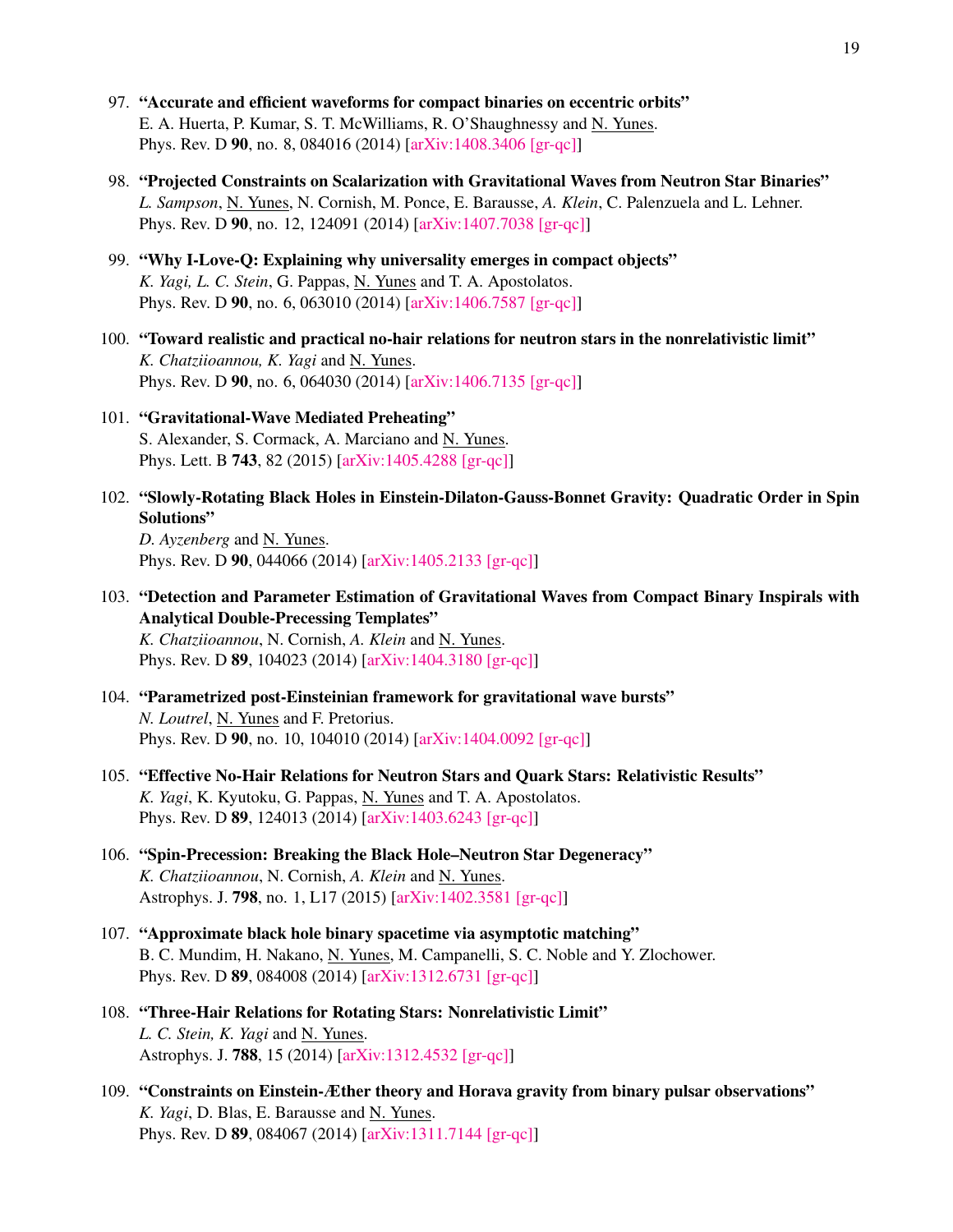97. **"Accurate and efficient waveforms for compact binaries on eccentric orbits"**
    E. A. Huerta, P. Kumar, S. T. McWilliams, R. O'Shaughnessy and N. Yunes.
    Phys. Rev. D **90**, no. 8, 084016 (2014) [arXiv:1408.3406 [gr-qc]]

98. **"Projected Constraints on Scalarization with Gravitational Waves from Neutron Star Binaries"**
    *L. Sampson*, N. Yunes, N. Cornish, M. Ponce, E. Barausse, *A. Klein*, C. Palenzuela and L. Lehner.
    Phys. Rev. D **90**, no. 12, 124091 (2014) [arXiv:1407.7038 [gr-qc]]

99. **"Why I-Love-Q: Explaining why universality emerges in compact objects"**
    *K. Yagi, L. C. Stein*, G. Pappas, N. Yunes and T. A. Apostolatos.
    Phys. Rev. D **90**, no. 6, 063010 (2014) [arXiv:1406.7587 [gr-qc]]

100. **"Toward realistic and practical no-hair relations for neutron stars in the nonrelativistic limit"**
    *K. Chatziioannou, K. Yagi* and N. Yunes.
    Phys. Rev. D **90**, no. 6, 064030 (2014) [arXiv:1406.7135 [gr-qc]]

101. **"Gravitational-Wave Mediated Preheating"**
    S. Alexander, S. Cormack, A. Marciano and N. Yunes.
    Phys. Lett. B **743**, 82 (2015) [arXiv:1405.4288 [gr-qc]]

102. **"Slowly-Rotating Black Holes in Einstein-Dilaton-Gauss-Bonnet Gravity: Quadratic Order in Spin Solutions"**
    *D. Ayzenberg* and N. Yunes.
    Phys. Rev. D **90**, 044066 (2014) [arXiv:1405.2133 [gr-qc]]

103. **"Detection and Parameter Estimation of Gravitational Waves from Compact Binary Inspirals with Analytical Double-Precessing Templates"**
    *K. Chatziioannou*, N. Cornish, *A. Klein* and N. Yunes.
    Phys. Rev. D **89**, 104023 (2014) [arXiv:1404.3180 [gr-qc]]

104. **"Parametrized post-Einsteinian framework for gravitational wave bursts"**
    *N. Loutrel*, N. Yunes and F. Pretorius.
    Phys. Rev. D **90**, no. 10, 104010 (2014) [arXiv:1404.0092 [gr-qc]]

105. **"Effective No-Hair Relations for Neutron Stars and Quark Stars: Relativistic Results"**
    *K. Yagi*, K. Kyutoku, G. Pappas, N. Yunes and T. A. Apostolatos.
    Phys. Rev. D **89**, 124013 (2014) [arXiv:1403.6243 [gr-qc]]

106. **"Spin-Precession: Breaking the Black Hole–Neutron Star Degeneracy"**
    *K. Chatziioannou*, N. Cornish, *A. Klein* and N. Yunes.
    Astrophys. J. **798**, no. 1, L17 (2015) [arXiv:1402.3581 [gr-qc]]

107. **"Approximate black hole binary spacetime via asymptotic matching"**
    B. C. Mundim, H. Nakano, N. Yunes, M. Campanelli, S. C. Noble and Y. Zlochower.
    Phys. Rev. D **89**, 084008 (2014) [arXiv:1312.6731 [gr-qc]]

108. **"Three-Hair Relations for Rotating Stars: Nonrelativistic Limit"**
    *L. C. Stein, K. Yagi* and N. Yunes.
    Astrophys. J. **788**, 15 (2014) [arXiv:1312.4532 [gr-qc]]

109. **"Constraints on Einstein-Æther theory and Horava gravity from binary pulsar observations"**
    *K. Yagi*, D. Blas, E. Barausse and N. Yunes.
    Phys. Rev. D **89**, 084067 (2014) [arXiv:1311.7144 [gr-qc]]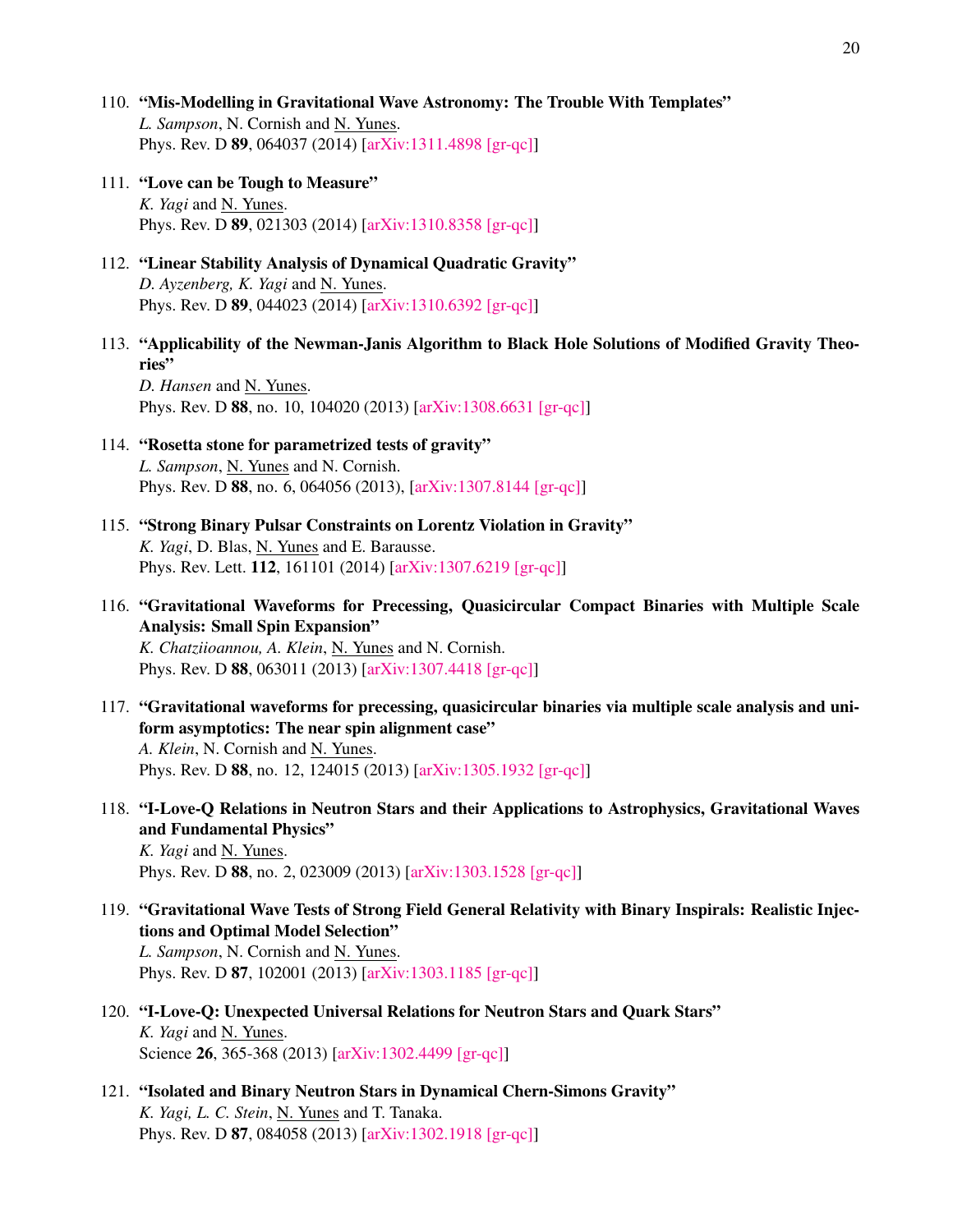110. **"Mis-Modelling in Gravitational Wave Astronomy: The Trouble With Templates"**
   *L. Sampson*, N. Cornish and N. Yunes.
   Phys. Rev. D **89**, 064037 (2014) [arXiv:1311.4898 [gr-qc]]

111. **"Love can be Tough to Measure"**
   *K. Yagi* and N. Yunes.
   Phys. Rev. D **89**, 021303 (2014) [arXiv:1310.8358 [gr-qc]]

112. **"Linear Stability Analysis of Dynamical Quadratic Gravity"**
   *D. Ayzenberg, K. Yagi* and N. Yunes.
   Phys. Rev. D **89**, 044023 (2014) [arXiv:1310.6392 [gr-qc]]

113. **"Applicability of the Newman-Janis Algorithm to Black Hole Solutions of Modified Gravity Theories"**
   *D. Hansen* and N. Yunes.
   Phys. Rev. D **88**, no. 10, 104020 (2013) [arXiv:1308.6631 [gr-qc]]

114. **"Rosetta stone for parametrized tests of gravity"**
   *L. Sampson*, N. Yunes and N. Cornish.
   Phys. Rev. D **88**, no. 6, 064056 (2013), [arXiv:1307.8144 [gr-qc]]

115. **"Strong Binary Pulsar Constraints on Lorentz Violation in Gravity"**
   *K. Yagi*, D. Blas, N. Yunes and E. Barausse.
   Phys. Rev. Lett. **112**, 161101 (2014) [arXiv:1307.6219 [gr-qc]]

116. **"Gravitational Waveforms for Precessing, Quasicircular Compact Binaries with Multiple Scale Analysis: Small Spin Expansion"**
   *K. Chatziioannou, A. Klein*, N. Yunes and N. Cornish.
   Phys. Rev. D **88**, 063011 (2013) [arXiv:1307.4418 [gr-qc]]

117. **"Gravitational waveforms for precessing, quasicircular binaries via multiple scale analysis and uniform asymptotics: The near spin alignment case"**
   *A. Klein*, N. Cornish and N. Yunes.
   Phys. Rev. D **88**, no. 12, 124015 (2013) [arXiv:1305.1932 [gr-qc]]

118. **"I-Love-Q Relations in Neutron Stars and their Applications to Astrophysics, Gravitational Waves and Fundamental Physics"**
   *K. Yagi* and N. Yunes.
   Phys. Rev. D **88**, no. 2, 023009 (2013) [arXiv:1303.1528 [gr-qc]]

119. **"Gravitational Wave Tests of Strong Field General Relativity with Binary Inspirals: Realistic Injections and Optimal Model Selection"**
   *L. Sampson*, N. Cornish and N. Yunes.
   Phys. Rev. D **87**, 102001 (2013) [arXiv:1303.1185 [gr-qc]]

120. **"I-Love-Q: Unexpected Universal Relations for Neutron Stars and Quark Stars"**
   *K. Yagi* and N. Yunes.
   Science **26**, 365-368 (2013) [arXiv:1302.4499 [gr-qc]]

121. **"Isolated and Binary Neutron Stars in Dynamical Chern-Simons Gravity"**
   *K. Yagi, L. C. Stein*, N. Yunes and T. Tanaka.
   Phys. Rev. D **87**, 084058 (2013) [arXiv:1302.1918 [gr-qc]]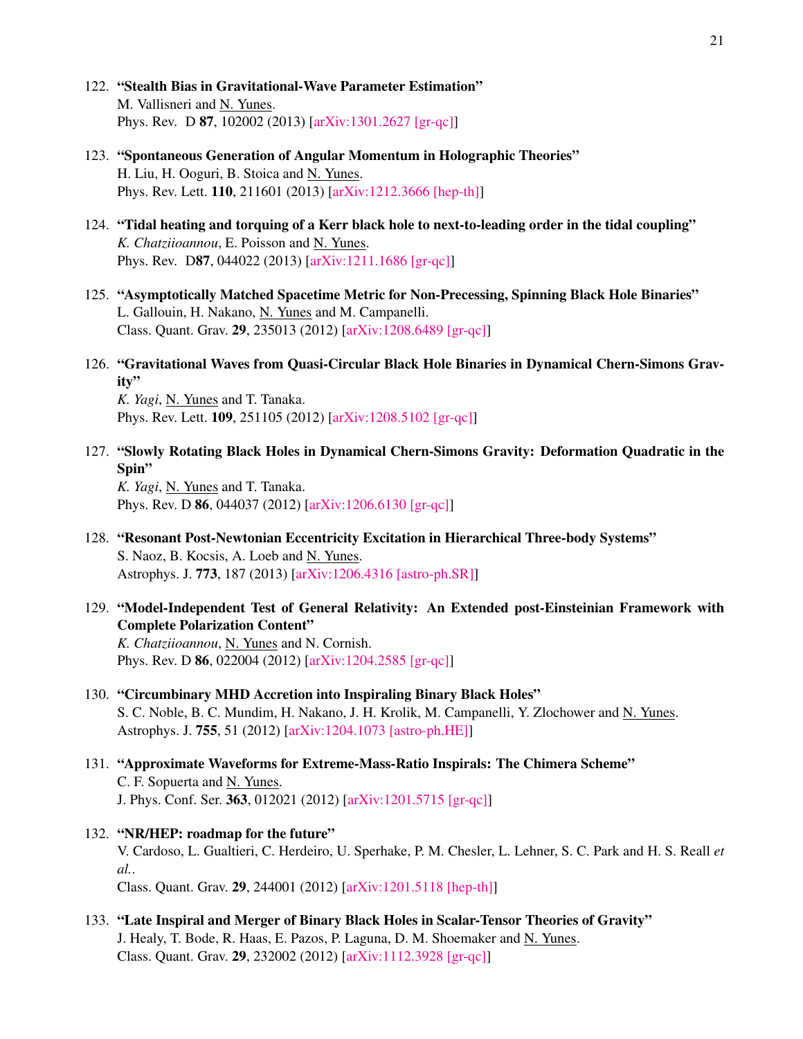122. **"Stealth Bias in Gravitational-Wave Parameter Estimation"**
M. Vallisneri and N. Yunes.
Phys. Rev. D **87**, 102002 (2013) [arXiv:1301.2627 [gr-qc]]

123. **"Spontaneous Generation of Angular Momentum in Holographic Theories"**
H. Liu, H. Ooguri, B. Stoica and N. Yunes.
Phys. Rev. Lett. **110**, 211601 (2013) [arXiv:1212.3666 [hep-th]]

124. **"Tidal heating and torquing of a Kerr black hole to next-to-leading order in the tidal coupling"**
*K. Chatziioannou*, E. Poisson and N. Yunes.
Phys. Rev. D**87**, 044022 (2013) [arXiv:1211.1686 [gr-qc]]

125. **"Asymptotically Matched Spacetime Metric for Non-Precessing, Spinning Black Hole Binaries"**
L. Gallouin, H. Nakano, N. Yunes and M. Campanelli.
Class. Quant. Grav. **29**, 235013 (2012) [arXiv:1208.6489 [gr-qc]]

126. **"Gravitational Waves from Quasi-Circular Black Hole Binaries in Dynamical Chern-Simons Gravity"**
*K. Yagi*, N. Yunes and T. Tanaka.
Phys. Rev. Lett. **109**, 251105 (2012) [arXiv:1208.5102 [gr-qc]]

127. **"Slowly Rotating Black Holes in Dynamical Chern-Simons Gravity: Deformation Quadratic in the Spin"**
*K. Yagi*, N. Yunes and T. Tanaka.
Phys. Rev. D **86**, 044037 (2012) [arXiv:1206.6130 [gr-qc]]

128. **"Resonant Post-Newtonian Eccentricity Excitation in Hierarchical Three-body Systems"**
S. Naoz, B. Kocsis, A. Loeb and N. Yunes.
Astrophys. J. **773**, 187 (2013) [arXiv:1206.4316 [astro-ph.SR]]

129. **"Model-Independent Test of General Relativity: An Extended post-Einsteinian Framework with Complete Polarization Content"**
*K. Chatziioannou*, N. Yunes and N. Cornish.
Phys. Rev. D **86**, 022004 (2012) [arXiv:1204.2585 [gr-qc]]

130. **"Circumbinary MHD Accretion into Inspiraling Binary Black Holes"**
S. C. Noble, B. C. Mundim, H. Nakano, J. H. Krolik, M. Campanelli, Y. Zlochower and N. Yunes.
Astrophys. J. **755**, 51 (2012) [arXiv:1204.1073 [astro-ph.HE]]

131. **"Approximate Waveforms for Extreme-Mass-Ratio Inspirals: The Chimera Scheme"**
C. F. Sopuerta and N. Yunes.
J. Phys. Conf. Ser. **363**, 012021 (2012) [arXiv:1201.5715 [gr-qc]]

132. **"NR/HEP: roadmap for the future"**
V. Cardoso, L. Gualtieri, C. Herdeiro, U. Sperhake, P. M. Chesler, L. Lehner, S. C. Park and H. S. Reall *et al.*.
Class. Quant. Grav. **29**, 244001 (2012) [arXiv:1201.5118 [hep-th]]

133. **"Late Inspiral and Merger of Binary Black Holes in Scalar-Tensor Theories of Gravity"**
J. Healy, T. Bode, R. Haas, E. Pazos, P. Laguna, D. M. Shoemaker and N. Yunes.
Class. Quant. Grav. **29**, 232002 (2012) [arXiv:1112.3928 [gr-qc]]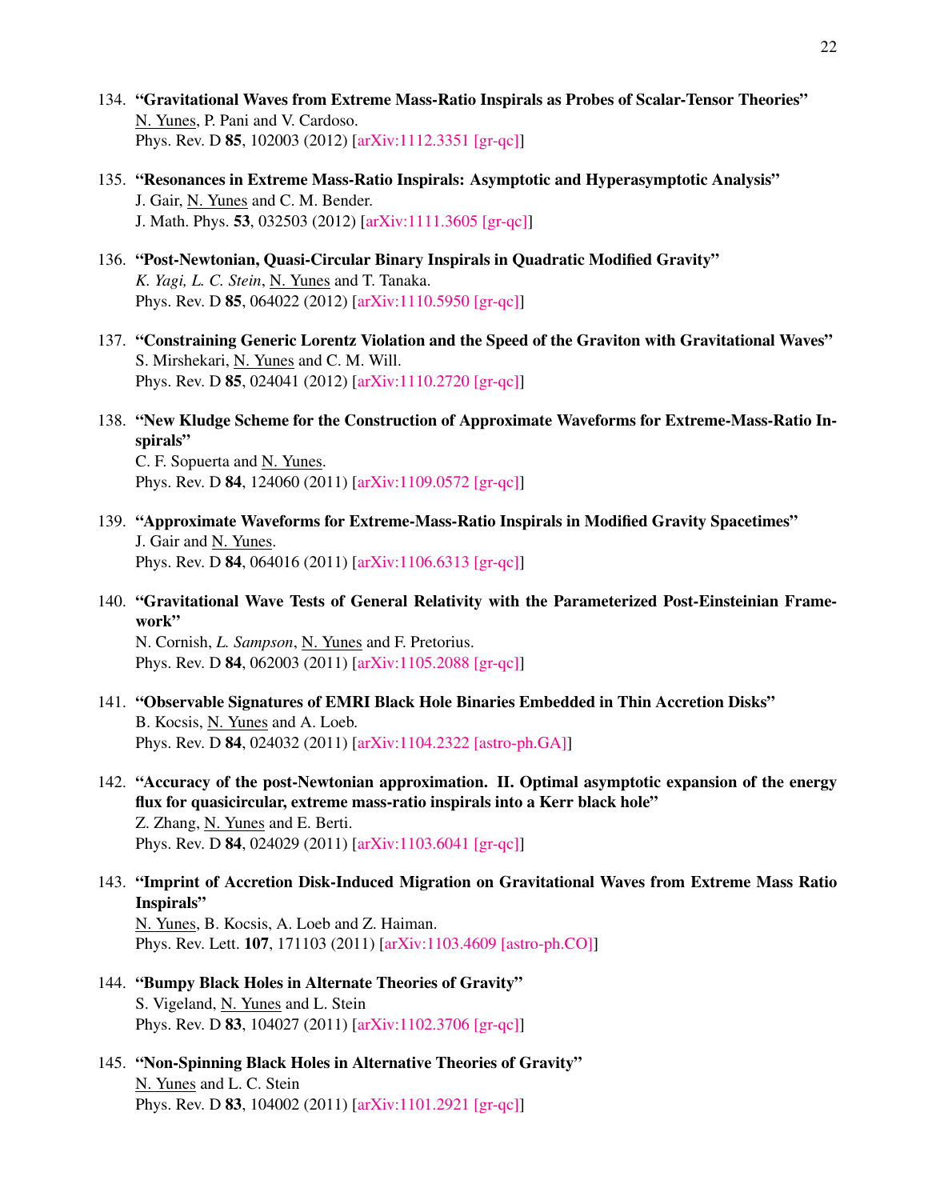134. **"Gravitational Waves from Extreme Mass-Ratio Inspirals as Probes of Scalar-Tensor Theories"**
N. Yunes, P. Pani and V. Cardoso.
Phys. Rev. D **85**, 102003 (2012) [arXiv:1112.3351 [gr-qc]]

135. **"Resonances in Extreme Mass-Ratio Inspirals: Asymptotic and Hyperasymptotic Analysis"**
J. Gair, N. Yunes and C. M. Bender.
J. Math. Phys. **53**, 032503 (2012) [arXiv:1111.3605 [gr-qc]]

136. **"Post-Newtonian, Quasi-Circular Binary Inspirals in Quadratic Modified Gravity"**
*K. Yagi, L. C. Stein*, N. Yunes and T. Tanaka.
Phys. Rev. D **85**, 064022 (2012) [arXiv:1110.5950 [gr-qc]]

137. **"Constraining Generic Lorentz Violation and the Speed of the Graviton with Gravitational Waves"**
S. Mirshekari, N. Yunes and C. M. Will.
Phys. Rev. D **85**, 024041 (2012) [arXiv:1110.2720 [gr-qc]]

138. **"New Kludge Scheme for the Construction of Approximate Waveforms for Extreme-Mass-Ratio Inspirals"**
C. F. Sopuerta and N. Yunes.
Phys. Rev. D **84**, 124060 (2011) [arXiv:1109.0572 [gr-qc]]

139. **"Approximate Waveforms for Extreme-Mass-Ratio Inspirals in Modified Gravity Spacetimes"**
J. Gair and N. Yunes.
Phys. Rev. D **84**, 064016 (2011) [arXiv:1106.6313 [gr-qc]]

140. **"Gravitational Wave Tests of General Relativity with the Parameterized Post-Einsteinian Framework"**
N. Cornish, *L. Sampson*, N. Yunes and F. Pretorius.
Phys. Rev. D **84**, 062003 (2011) [arXiv:1105.2088 [gr-qc]]

141. **"Observable Signatures of EMRI Black Hole Binaries Embedded in Thin Accretion Disks"**
B. Kocsis, N. Yunes and A. Loeb.
Phys. Rev. D **84**, 024032 (2011) [arXiv:1104.2322 [astro-ph.GA]]

142. **"Accuracy of the post-Newtonian approximation. II. Optimal asymptotic expansion of the energy flux for quasicircular, extreme mass-ratio inspirals into a Kerr black hole"**
Z. Zhang, N. Yunes and E. Berti.
Phys. Rev. D **84**, 024029 (2011) [arXiv:1103.6041 [gr-qc]]

143. **"Imprint of Accretion Disk-Induced Migration on Gravitational Waves from Extreme Mass Ratio Inspirals"**
N. Yunes, B. Kocsis, A. Loeb and Z. Haiman.
Phys. Rev. Lett. **107**, 171103 (2011) [arXiv:1103.4609 [astro-ph.CO]]

144. **"Bumpy Black Holes in Alternate Theories of Gravity"**
S. Vigeland, N. Yunes and L. Stein
Phys. Rev. D **83**, 104027 (2011) [arXiv:1102.3706 [gr-qc]]

145. **"Non-Spinning Black Holes in Alternative Theories of Gravity"**
N. Yunes and L. C. Stein
Phys. Rev. D **83**, 104002 (2011) [arXiv:1101.2921 [gr-qc]]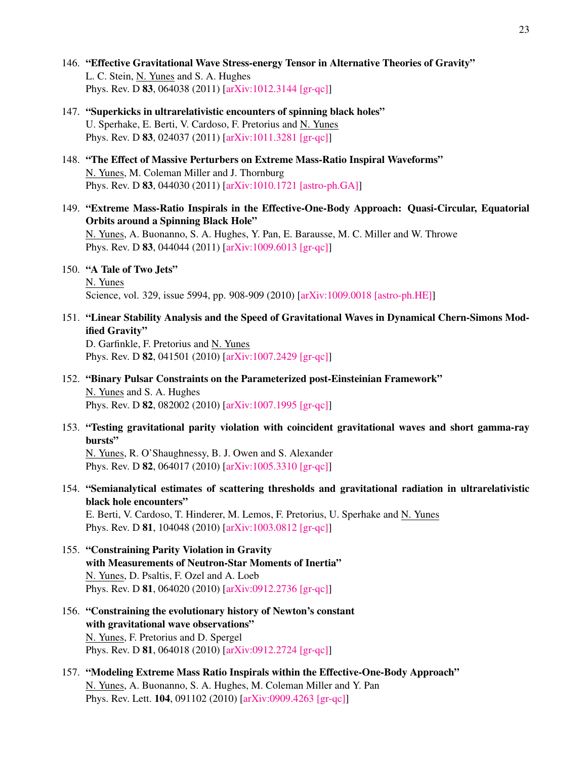146. **"Effective Gravitational Wave Stress-energy Tensor in Alternative Theories of Gravity"**
L. C. Stein, N. Yunes and S. A. Hughes
Phys. Rev. D **83**, 064038 (2011) [arXiv:1012.3144 [gr-qc]]

147. **"Superkicks in ultrarelativistic encounters of spinning black holes"**
U. Sperhake, E. Berti, V. Cardoso, F. Pretorius and N. Yunes
Phys. Rev. D **83**, 024037 (2011) [arXiv:1011.3281 [gr-qc]]

148. **"The Effect of Massive Perturbers on Extreme Mass-Ratio Inspiral Waveforms"**
N. Yunes, M. Coleman Miller and J. Thornburg
Phys. Rev. D **83**, 044030 (2011) [arXiv:1010.1721 [astro-ph.GA]]

149. **"Extreme Mass-Ratio Inspirals in the Effective-One-Body Approach: Quasi-Circular, Equatorial Orbits around a Spinning Black Hole"**
N. Yunes, A. Buonanno, S. A. Hughes, Y. Pan, E. Barausse, M. C. Miller and W. Throwe
Phys. Rev. D **83**, 044044 (2011) [arXiv:1009.6013 [gr-qc]]

150. **"A Tale of Two Jets"**
N. Yunes
Science, vol. 329, issue 5994, pp. 908-909 (2010) [arXiv:1009.0018 [astro-ph.HE]]

151. **"Linear Stability Analysis and the Speed of Gravitational Waves in Dynamical Chern-Simons Modified Gravity"**
D. Garfinkle, F. Pretorius and N. Yunes
Phys. Rev. D **82**, 041501 (2010) [arXiv:1007.2429 [gr-qc]]

152. **"Binary Pulsar Constraints on the Parameterized post-Einsteinian Framework"**
N. Yunes and S. A. Hughes
Phys. Rev. D **82**, 082002 (2010) [arXiv:1007.1995 [gr-qc]]

153. **"Testing gravitational parity violation with coincident gravitational waves and short gamma-ray bursts"**
N. Yunes, R. O'Shaughnessy, B. J. Owen and S. Alexander
Phys. Rev. D **82**, 064017 (2010) [arXiv:1005.3310 [gr-qc]]

154. **"Semianalytical estimates of scattering thresholds and gravitational radiation in ultrarelativistic black hole encounters"**
E. Berti, V. Cardoso, T. Hinderer, M. Lemos, F. Pretorius, U. Sperhake and N. Yunes
Phys. Rev. D **81**, 104048 (2010) [arXiv:1003.0812 [gr-qc]]

155. **"Constraining Parity Violation in Gravity with Measurements of Neutron-Star Moments of Inertia"**
N. Yunes, D. Psaltis, F. Ozel and A. Loeb
Phys. Rev. D **81**, 064020 (2010) [arXiv:0912.2736 [gr-qc]]

156. **"Constraining the evolutionary history of Newton's constant with gravitational wave observations"**
N. Yunes, F. Pretorius and D. Spergel
Phys. Rev. D **81**, 064018 (2010) [arXiv:0912.2724 [gr-qc]]

157. **"Modeling Extreme Mass Ratio Inspirals within the Effective-One-Body Approach"**
N. Yunes, A. Buonanno, S. A. Hughes, M. Coleman Miller and Y. Pan
Phys. Rev. Lett. **104**, 091102 (2010) [arXiv:0909.4263 [gr-qc]]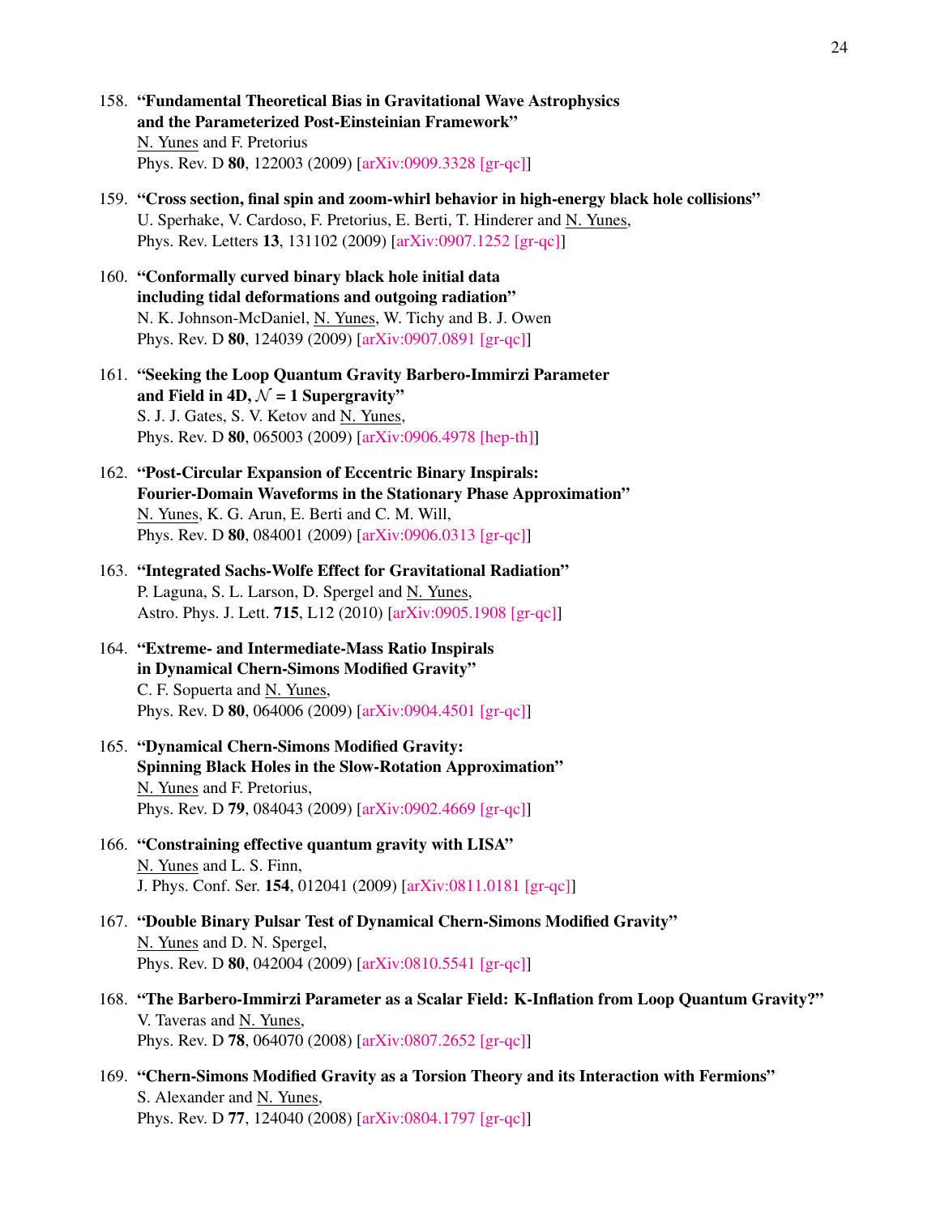158. **"Fundamental Theoretical Bias in Gravitational Wave Astrophysics and the Parameterized Post-Einsteinian Framework"**
N. Yunes and F. Pretorius
Phys. Rev. D **80**, 122003 (2009) [arXiv:0909.3328 [gr-qc]]

159. **"Cross section, final spin and zoom-whirl behavior in high-energy black hole collisions"**
U. Sperhake, V. Cardoso, F. Pretorius, E. Berti, T. Hinderer and N. Yunes,
Phys. Rev. Letters **13**, 131102 (2009) [arXiv:0907.1252 [gr-qc]]

160. **"Conformally curved binary black hole initial data including tidal deformations and outgoing radiation"**
N. K. Johnson-McDaniel, N. Yunes, W. Tichy and B. J. Owen
Phys. Rev. D **80**, 124039 (2009) [arXiv:0907.0891 [gr-qc]]

161. **"Seeking the Loop Quantum Gravity Barbero-Immirzi Parameter and Field in 4D, $\mathcal{N} = 1$ Supergravity"**
S. J. J. Gates, S. V. Ketov and N. Yunes,
Phys. Rev. D **80**, 065003 (2009) [arXiv:0906.4978 [hep-th]]

162. **"Post-Circular Expansion of Eccentric Binary Inspirals: Fourier-Domain Waveforms in the Stationary Phase Approximation"**
N. Yunes, K. G. Arun, E. Berti and C. M. Will,
Phys. Rev. D **80**, 084001 (2009) [arXiv:0906.0313 [gr-qc]]

163. **"Integrated Sachs-Wolfe Effect for Gravitational Radiation"**
P. Laguna, S. L. Larson, D. Spergel and N. Yunes,
Astro. Phys. J. Lett. **715**, L12 (2010) [arXiv:0905.1908 [gr-qc]]

164. **"Extreme- and Intermediate-Mass Ratio Inspirals in Dynamical Chern-Simons Modified Gravity"**
C. F. Sopuerta and N. Yunes,
Phys. Rev. D **80**, 064006 (2009) [arXiv:0904.4501 [gr-qc]]

165. **"Dynamical Chern-Simons Modified Gravity: Spinning Black Holes in the Slow-Rotation Approximation"**
N. Yunes and F. Pretorius,
Phys. Rev. D **79**, 084043 (2009) [arXiv:0902.4669 [gr-qc]]

166. **"Constraining effective quantum gravity with LISA"**
N. Yunes and L. S. Finn,
J. Phys. Conf. Ser. **154**, 012041 (2009) [arXiv:0811.0181 [gr-qc]]

167. **"Double Binary Pulsar Test of Dynamical Chern-Simons Modified Gravity"**
N. Yunes and D. N. Spergel,
Phys. Rev. D **80**, 042004 (2009) [arXiv:0810.5541 [gr-qc]]

168. **"The Barbero-Immirzi Parameter as a Scalar Field: K-Inflation from Loop Quantum Gravity?"**
V. Taveras and N. Yunes,
Phys. Rev. D **78**, 064070 (2008) [arXiv:0807.2652 [gr-qc]]

169. **"Chern-Simons Modified Gravity as a Torsion Theory and its Interaction with Fermions"**
S. Alexander and N. Yunes,
Phys. Rev. D **77**, 124040 (2008) [arXiv:0804.1797 [gr-qc]]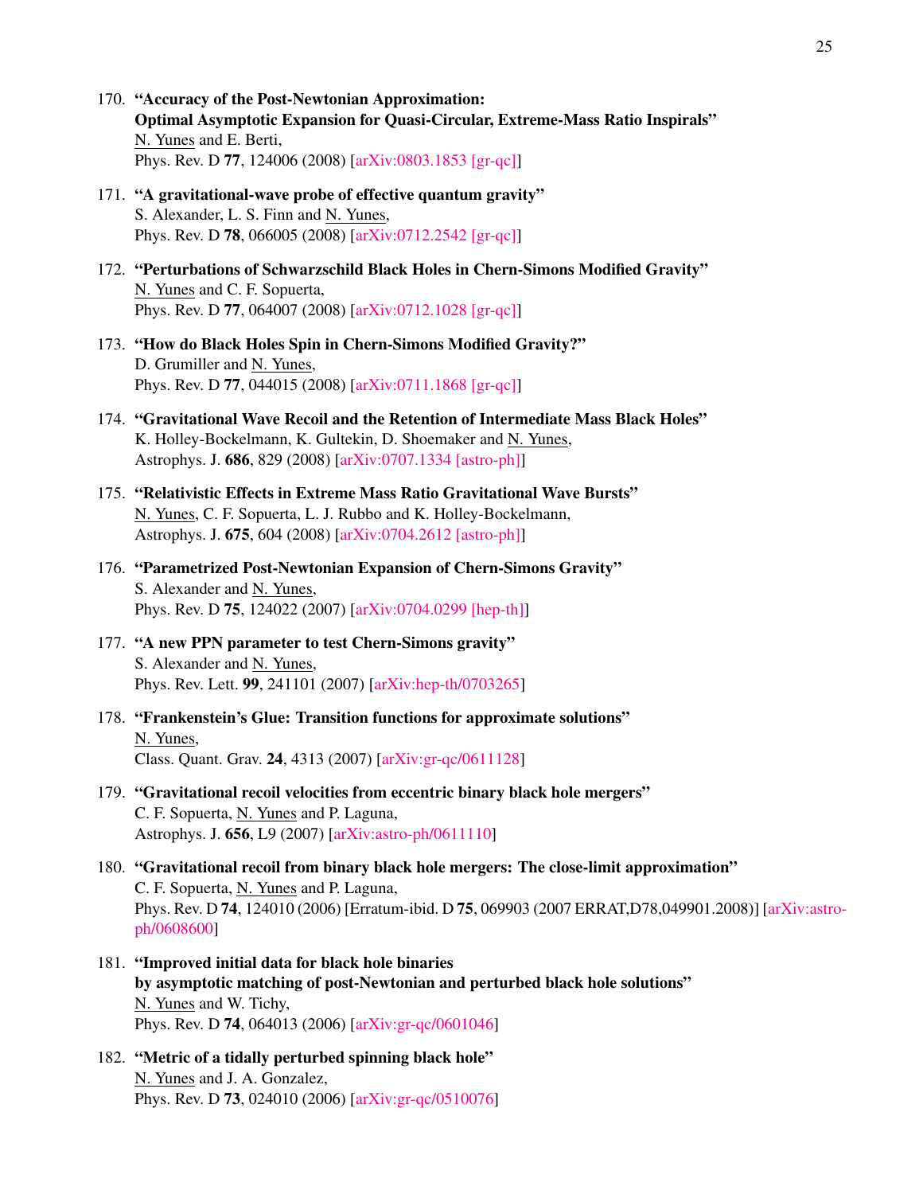170. **"Accuracy of the Post-Newtonian Approximation: Optimal Asymptotic Expansion for Quasi-Circular, Extreme-Mass Ratio Inspirals"**
N. Yunes and E. Berti,
Phys. Rev. D **77**, 124006 (2008) [arXiv:0803.1853 [gr-qc]]

171. **"A gravitational-wave probe of effective quantum gravity"**
S. Alexander, L. S. Finn and N. Yunes,
Phys. Rev. D **78**, 066005 (2008) [arXiv:0712.2542 [gr-qc]]

172. **"Perturbations of Schwarzschild Black Holes in Chern-Simons Modified Gravity"**
N. Yunes and C. F. Sopuerta,
Phys. Rev. D **77**, 064007 (2008) [arXiv:0712.1028 [gr-qc]]

173. **"How do Black Holes Spin in Chern-Simons Modified Gravity?"**
D. Grumiller and N. Yunes,
Phys. Rev. D **77**, 044015 (2008) [arXiv:0711.1868 [gr-qc]]

174. **"Gravitational Wave Recoil and the Retention of Intermediate Mass Black Holes"**
K. Holley-Bockelmann, K. Gultekin, D. Shoemaker and N. Yunes,
Astrophys. J. **686**, 829 (2008) [arXiv:0707.1334 [astro-ph]]

175. **"Relativistic Effects in Extreme Mass Ratio Gravitational Wave Bursts"**
N. Yunes, C. F. Sopuerta, L. J. Rubbo and K. Holley-Bockelmann,
Astrophys. J. **675**, 604 (2008) [arXiv:0704.2612 [astro-ph]]

176. **"Parametrized Post-Newtonian Expansion of Chern-Simons Gravity"**
S. Alexander and N. Yunes,
Phys. Rev. D **75**, 124022 (2007) [arXiv:0704.0299 [hep-th]]

177. **"A new PPN parameter to test Chern-Simons gravity"**
S. Alexander and N. Yunes,
Phys. Rev. Lett. **99**, 241101 (2007) [arXiv:hep-th/0703265]

178. **"Frankenstein's Glue: Transition functions for approximate solutions"**
N. Yunes,
Class. Quant. Grav. **24**, 4313 (2007) [arXiv:gr-qc/0611128]

179. **"Gravitational recoil velocities from eccentric binary black hole mergers"**
C. F. Sopuerta, N. Yunes and P. Laguna,
Astrophys. J. **656**, L9 (2007) [arXiv:astro-ph/0611110]

180. **"Gravitational recoil from binary black hole mergers: The close-limit approximation"**
C. F. Sopuerta, N. Yunes and P. Laguna,
Phys. Rev. D **74**, 124010 (2006) [Erratum-ibid. D **75**, 069903 (2007 ERRAT,D78,049901.2008)] [arXiv:astro-ph/0608600]

181. **"Improved initial data for black hole binaries by asymptotic matching of post-Newtonian and perturbed black hole solutions"**
N. Yunes and W. Tichy,
Phys. Rev. D **74**, 064013 (2006) [arXiv:gr-qc/0601046]

182. **"Metric of a tidally perturbed spinning black hole"**
N. Yunes and J. A. Gonzalez,
Phys. Rev. D **73**, 024010 (2006) [arXiv:gr-qc/0510076]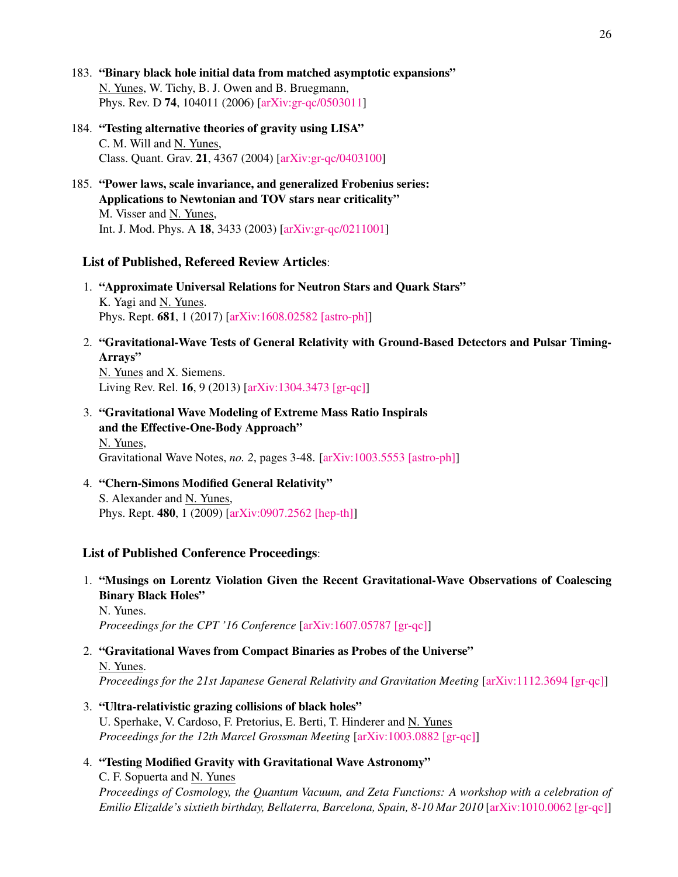183. **"Binary black hole initial data from matched asymptotic expansions"**
N. Yunes, W. Tichy, B. J. Owen and B. Bruegmann,
Phys. Rev. D **74**, 104011 (2006) [arXiv:gr-qc/0503011]

184. **"Testing alternative theories of gravity using LISA"**
C. M. Will and N. Yunes,
Class. Quant. Grav. **21**, 4367 (2004) [arXiv:gr-qc/0403100]

185. **"Power laws, scale invariance, and generalized Frobenius series: Applications to Newtonian and TOV stars near criticality"**
M. Visser and N. Yunes,
Int. J. Mod. Phys. A **18**, 3433 (2003) [arXiv:gr-qc/0211001]

**List of Published, Refereed Review Articles**:

1. **"Approximate Universal Relations for Neutron Stars and Quark Stars"**
K. Yagi and N. Yunes.
Phys. Rept. **681**, 1 (2017) [arXiv:1608.02582 [astro-ph]]

2. **"Gravitational-Wave Tests of General Relativity with Ground-Based Detectors and Pulsar Timing-Arrays"**
N. Yunes and X. Siemens.
Living Rev. Rel. **16**, 9 (2013) [arXiv:1304.3473 [gr-qc]]

3. **"Gravitational Wave Modeling of Extreme Mass Ratio Inspirals and the Effective-One-Body Approach"**
N. Yunes,
Gravitational Wave Notes, *no. 2*, pages 3-48. [arXiv:1003.5553 [astro-ph]]

4. **"Chern-Simons Modified General Relativity"**
S. Alexander and N. Yunes,
Phys. Rept. **480**, 1 (2009) [arXiv:0907.2562 [hep-th]]

**List of Published Conference Proceedings**:

1. **"Musings on Lorentz Violation Given the Recent Gravitational-Wave Observations of Coalescing Binary Black Holes"**
N. Yunes.
*Proceedings for the CPT '16 Conference* [arXiv:1607.05787 [gr-qc]]

2. **"Gravitational Waves from Compact Binaries as Probes of the Universe"**
N. Yunes.
*Proceedings for the 21st Japanese General Relativity and Gravitation Meeting* [arXiv:1112.3694 [gr-qc]]

3. **"Ultra-relativistic grazing collisions of black holes"**
U. Sperhake, V. Cardoso, F. Pretorius, E. Berti, T. Hinderer and N. Yunes
*Proceedings for the 12th Marcel Grossman Meeting* [arXiv:1003.0882 [gr-qc]]

4. **"Testing Modified Gravity with Gravitational Wave Astronomy"**
C. F. Sopuerta and N. Yunes
*Proceedings of Cosmology, the Quantum Vacuum, and Zeta Functions: A workshop with a celebration of Emilio Elizalde's sixtieth birthday, Bellaterra, Barcelona, Spain, 8-10 Mar 2010* [arXiv:1010.0062 [gr-qc]]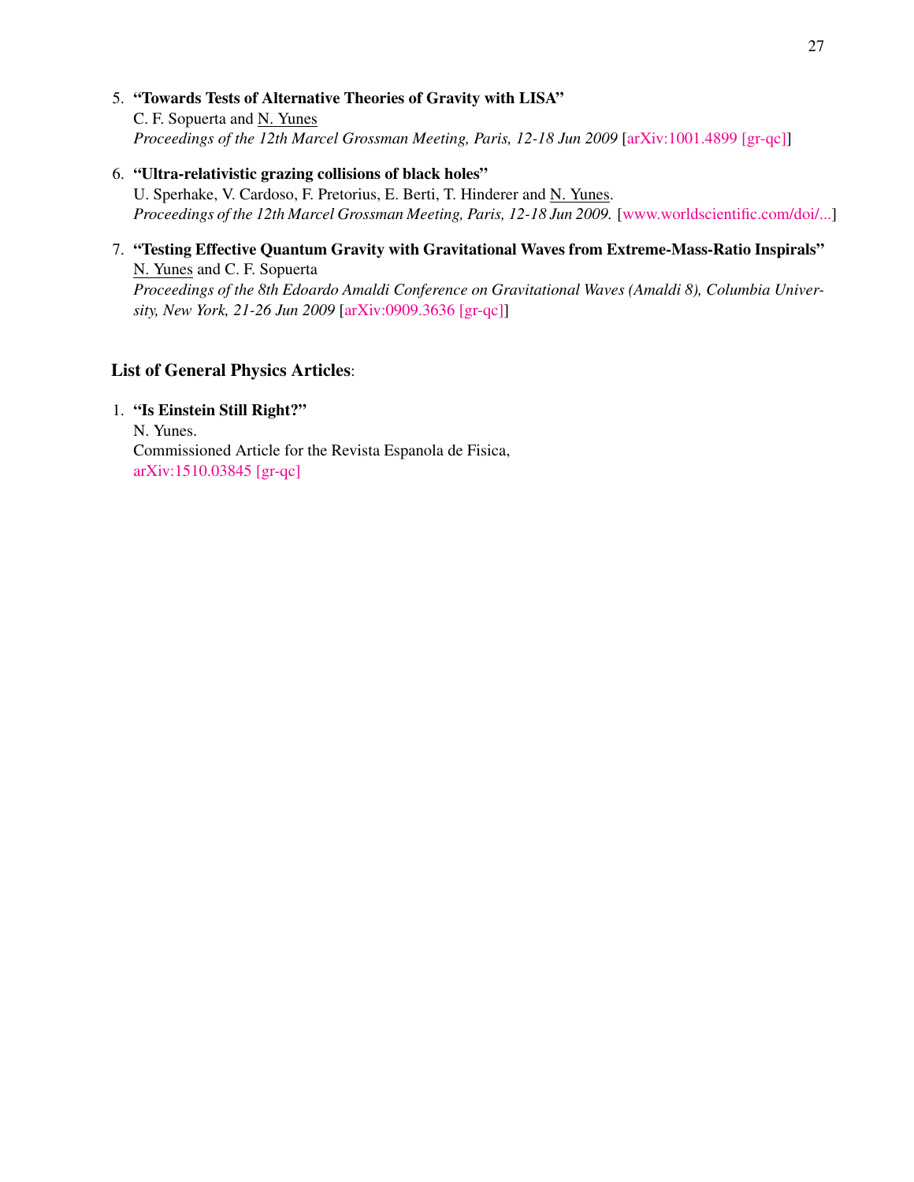5. **"Towards Tests of Alternative Theories of Gravity with LISA"**
   C. F. Sopuerta and N. Yunes
   *Proceedings of the 12th Marcel Grossman Meeting, Paris, 12-18 Jun 2009* [arXiv:1001.4899 [gr-qc]]

6. **"Ultra-relativistic grazing collisions of black holes"**
   U. Sperhake, V. Cardoso, F. Pretorius, E. Berti, T. Hinderer and N. Yunes.
   *Proceedings of the 12th Marcel Grossman Meeting, Paris, 12-18 Jun 2009.* [www.worldscientific.com/doi/...]

7. **"Testing Effective Quantum Gravity with Gravitational Waves from Extreme-Mass-Ratio Inspirals"**
   N. Yunes and C. F. Sopuerta
   *Proceedings of the 8th Edoardo Amaldi Conference on Gravitational Waves (Amaldi 8), Columbia University, New York, 21-26 Jun 2009* [arXiv:0909.3636 [gr-qc]]

## List of General Physics Articles:

1. **"Is Einstein Still Right?"**
   N. Yunes.
   Commissioned Article for the Revista Espanola de Fisica,
   arXiv:1510.03845 [gr-qc]